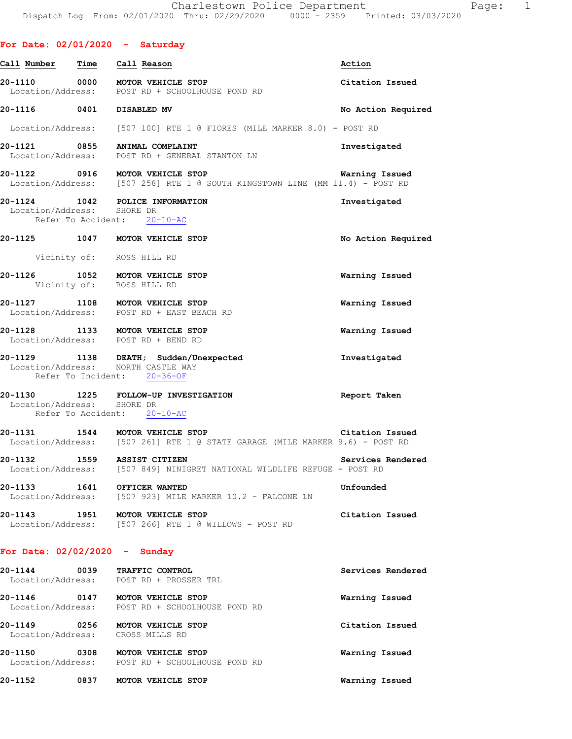Dispatch Log From: 02/01/2020 Thru: 02/29/2020 0000 - 2359 Printed: 03/03/2020

## For Date: 02/01/2020 - Saturday

| Call Number | Time | Call Reason | Action |
|---|---|---|---|
| 20-1110 | 0000 | MOTOR VEHICLE STOP | Citation Issued |
| | | Location/Address: POST RD + SCHOOLHOUSE POND RD | |
| 20-1116 | 0401 | DISABLED MV | No Action Required |
| | | Location/Address: [507 100] RTE 1 @ FIORES (MILE MARKER 8.0) - POST RD | |
| 20-1121 | 0855 | ANIMAL COMPLAINT | Investigated |
| | | Location/Address: POST RD + GENERAL STANTON LN | |
| 20-1122 | 0916 | MOTOR VEHICLE STOP | Warning Issued |
| | | Location/Address: [507 258] RTE 1 @ SOUTH KINGSTOWN LINE (MM 11.4) - POST RD | |
| 20-1124 | 1042 | POLICE INFORMATION | Investigated |
| | | Location/Address: SHORE DR; Refer To Accident: 20-10-AC | |
| 20-1125 | 1047 | MOTOR VEHICLE STOP | No Action Required |
| | | Vicinity of: ROSS HILL RD | |
| 20-1126 | 1052 | MOTOR VEHICLE STOP | Warning Issued |
| | | Vicinity of: ROSS HILL RD | |
| 20-1127 | 1108 | MOTOR VEHICLE STOP | Warning Issued |
| | | Location/Address: POST RD + EAST BEACH RD | |
| 20-1128 | 1133 | MOTOR VEHICLE STOP | Warning Issued |
| | | Location/Address: POST RD + BEND RD | |
| 20-1129 | 1138 | DEATH; Sudden/Unexpected | Investigated |
| | | Location/Address: NORTH CASTLE WAY; Refer To Incident: 20-36-OF | |
| 20-1130 | 1225 | FOLLOW-UP INVESTIGATION | Report Taken |
| | | Location/Address: SHORE DR; Refer To Accident: 20-10-AC | |
| 20-1131 | 1544 | MOTOR VEHICLE STOP | Citation Issued |
| | | Location/Address: [507 261] RTE 1 @ STATE GARAGE (MILE MARKER 9.6) - POST RD | |
| 20-1132 | 1559 | ASSIST CITIZEN | Services Rendered |
| | | Location/Address: [507 849] NINIGRET NATIONAL WILDLIFE REFUGE - POST RD | |
| 20-1133 | 1641 | OFFICER WANTED | Unfounded |
| | | Location/Address: [507 923] MILE MARKER 10.2 - FALCONE LN | |
| 20-1143 | 1951 | MOTOR VEHICLE STOP | Citation Issued |
| | | Location/Address: [507 266] RTE 1 @ WILLOWS - POST RD | |

## For Date: 02/02/2020 - Sunday

| Call Number | Time | Call Reason | Action |
|---|---|---|---|
| 20-1144 | 0039 | TRAFFIC CONTROL | Services Rendered |
| | | Location/Address: POST RD + PROSSER TRL | |
| 20-1146 | 0147 | MOTOR VEHICLE STOP | Warning Issued |
| | | Location/Address: POST RD + SCHOOLHOUSE POND RD | |
| 20-1149 | 0256 | MOTOR VEHICLE STOP | Citation Issued |
| | | Location/Address: CROSS MILLS RD | |
| 20-1150 | 0308 | MOTOR VEHICLE STOP | Warning Issued |
| | | Location/Address: POST RD + SCHOOLHOUSE POND RD | |
| 20-1152 | 0837 | MOTOR VEHICLE STOP | Warning Issued |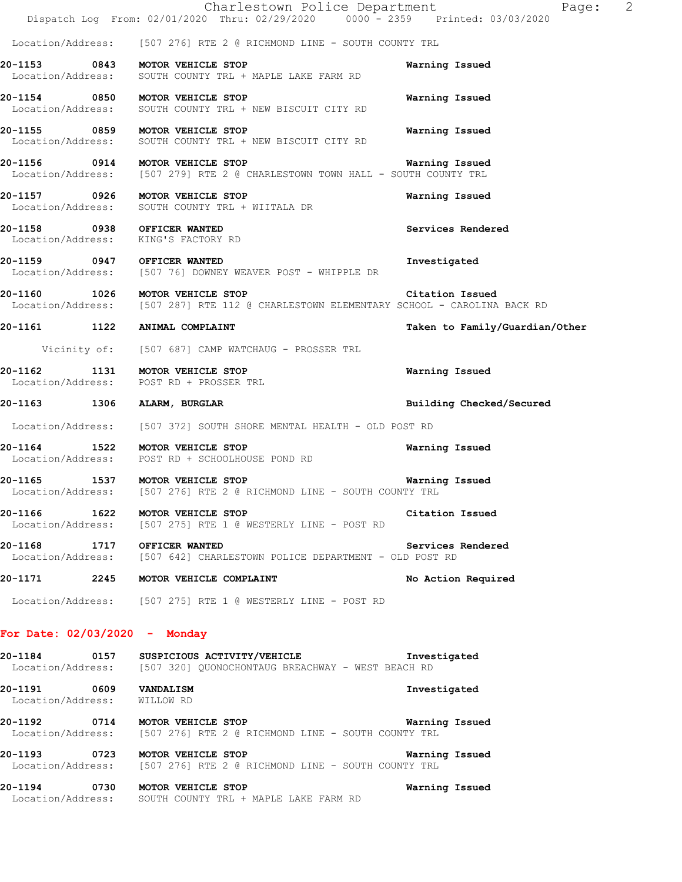Location/Address: [507 276] RTE 2 @ RICHMOND LINE - SOUTH COUNTY TRL

**20-1153 0843 MOTOR VEHICLE STOP** Warning Issued
Location/Address: SOUTH COUNTY TRL + MAPLE LAKE FARM RD

**20-1154 0850 MOTOR VEHICLE STOP** Warning Issued
Location/Address: SOUTH COUNTY TRL + NEW BISCUIT CITY RD

**20-1155 0859 MOTOR VEHICLE STOP** Warning Issued
Location/Address: SOUTH COUNTY TRL + NEW BISCUIT CITY RD

**20-1156 0914 MOTOR VEHICLE STOP** Warning Issued
Location/Address: [507 279] RTE 2 @ CHARLESTOWN TOWN HALL - SOUTH COUNTY TRL

**20-1157 0926 MOTOR VEHICLE STOP** Warning Issued
Location/Address: SOUTH COUNTY TRL + WIITALA DR

**20-1158 0938 OFFICER WANTED** Services Rendered
Location/Address: KING'S FACTORY RD

**20-1159 0947 OFFICER WANTED** Investigated
Location/Address: [507 76] DOWNEY WEAVER POST - WHIPPLE DR

**20-1160 1026 MOTOR VEHICLE STOP** Citation Issued
Location/Address: [507 287] RTE 112 @ CHARLESTOWN ELEMENTARY SCHOOL - CAROLINA BACK RD

**20-1161 1122 ANIMAL COMPLAINT** Taken to Family/Guardian/Other
Vicinity of: [507 687] CAMP WATCHAUG - PROSSER TRL

**20-1162 1131 MOTOR VEHICLE STOP** Warning Issued
Location/Address: POST RD + PROSSER TRL

**20-1163 1306 ALARM, BURGLAR** Building Checked/Secured
Location/Address: [507 372] SOUTH SHORE MENTAL HEALTH - OLD POST RD

**20-1164 1522 MOTOR VEHICLE STOP** Warning Issued
Location/Address: POST RD + SCHOOLHOUSE POND RD

**20-1165 1537 MOTOR VEHICLE STOP** Warning Issued
Location/Address: [507 276] RTE 2 @ RICHMOND LINE - SOUTH COUNTY TRL

**20-1166 1622 MOTOR VEHICLE STOP** Citation Issued
Location/Address: [507 275] RTE 1 @ WESTERLY LINE - POST RD

**20-1168 1717 OFFICER WANTED** Services Rendered
Location/Address: [507 642] CHARLESTOWN POLICE DEPARTMENT - OLD POST RD

**20-1171 2245 MOTOR VEHICLE COMPLAINT** No Action Required
Location/Address: [507 275] RTE 1 @ WESTERLY LINE - POST RD

## For Date: 02/03/2020 - Monday

**20-1184 0157 SUSPICIOUS ACTIVITY/VEHICLE** Investigated
Location/Address: [507 320] QUONOCHONTAUG BREACHWAY - WEST BEACH RD

**20-1191 0609 VANDALISM** Investigated
Location/Address: WILLOW RD

**20-1192 0714 MOTOR VEHICLE STOP** Warning Issued
Location/Address: [507 276] RTE 2 @ RICHMOND LINE - SOUTH COUNTY TRL

**20-1193 0723 MOTOR VEHICLE STOP** Warning Issued
Location/Address: [507 276] RTE 2 @ RICHMOND LINE - SOUTH COUNTY TRL

**20-1194 0730 MOTOR VEHICLE STOP** Warning Issued
Location/Address: SOUTH COUNTY TRL + MAPLE LAKE FARM RD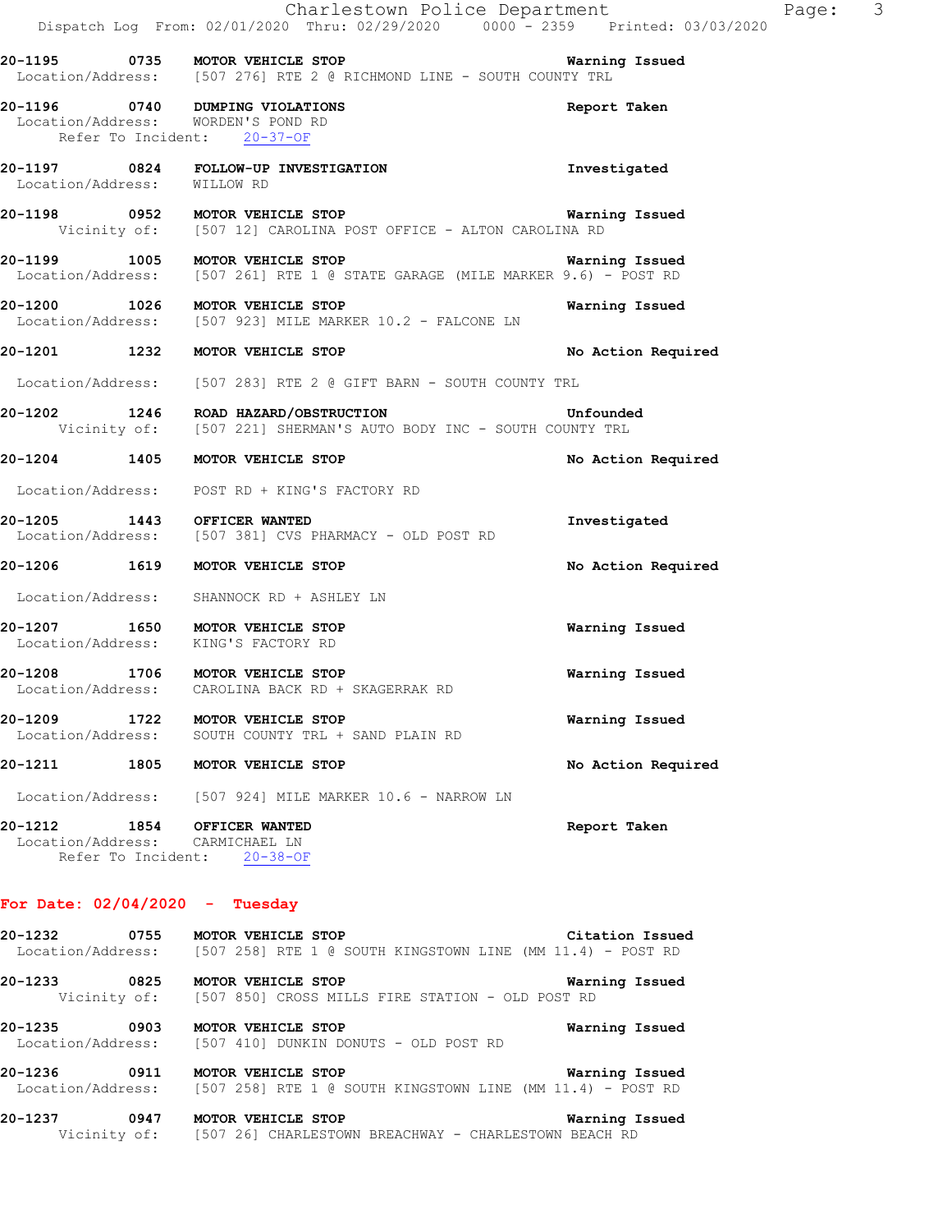**20-1195** 0735 **MOTOR VEHICLE STOP** **Warning Issued**
Location/Address: [507 276] RTE 2 @ RICHMOND LINE - SOUTH COUNTY TRL

**20-1196** 0740 **DUMPING VIOLATIONS** **Report Taken**
Location/Address: WORDEN'S POND RD
Refer To Incident: 20-37-OF

**20-1197** 0824 **FOLLOW-UP INVESTIGATION** **Investigated**
Location/Address: WILLOW RD

**20-1198** 0952 **MOTOR VEHICLE STOP** **Warning Issued**
Vicinity of: [507 12] CAROLINA POST OFFICE - ALTON CAROLINA RD

**20-1199** 1005 **MOTOR VEHICLE STOP** **Warning Issued**
Location/Address: [507 261] RTE 1 @ STATE GARAGE (MILE MARKER 9.6) - POST RD

**20-1200** 1026 **MOTOR VEHICLE STOP** **Warning Issued**
Location/Address: [507 923] MILE MARKER 10.2 - FALCONE LN

**20-1201** 1232 **MOTOR VEHICLE STOP** **No Action Required**
Location/Address: [507 283] RTE 2 @ GIFT BARN - SOUTH COUNTY TRL

**20-1202** 1246 **ROAD HAZARD/OBSTRUCTION** **Unfounded**
Vicinity of: [507 221] SHERMAN'S AUTO BODY INC - SOUTH COUNTY TRL

**20-1204** 1405 **MOTOR VEHICLE STOP** **No Action Required**
Location/Address: POST RD + KING'S FACTORY RD

**20-1205** 1443 **OFFICER WANTED** **Investigated**
Location/Address: [507 381] CVS PHARMACY - OLD POST RD

**20-1206** 1619 **MOTOR VEHICLE STOP** **No Action Required**
Location/Address: SHANNOCK RD + ASHLEY LN

**20-1207** 1650 **MOTOR VEHICLE STOP** **Warning Issued**
Location/Address: KING'S FACTORY RD

**20-1208** 1706 **MOTOR VEHICLE STOP** **Warning Issued**
Location/Address: CAROLINA BACK RD + SKAGERRAK RD

**20-1209** 1722 **MOTOR VEHICLE STOP** **Warning Issued**
Location/Address: SOUTH COUNTY TRL + SAND PLAIN RD

**20-1211** 1805 **MOTOR VEHICLE STOP** **No Action Required**
Location/Address: [507 924] MILE MARKER 10.6 - NARROW LN

**20-1212** 1854 **OFFICER WANTED** **Report Taken**
Location/Address: CARMICHAEL LN
Refer To Incident: 20-38-OF

## For Date: 02/04/2020 - Tuesday

**20-1232** 0755 **MOTOR VEHICLE STOP** **Citation Issued**
Location/Address: [507 258] RTE 1 @ SOUTH KINGSTOWN LINE (MM 11.4) - POST RD

**20-1233** 0825 **MOTOR VEHICLE STOP** **Warning Issued**
Vicinity of: [507 850] CROSS MILLS FIRE STATION - OLD POST RD

**20-1235** 0903 **MOTOR VEHICLE STOP** **Warning Issued**
Location/Address: [507 410] DUNKIN DONUTS - OLD POST RD

**20-1236** 0911 **MOTOR VEHICLE STOP** **Warning Issued**
Location/Address: [507 258] RTE 1 @ SOUTH KINGSTOWN LINE (MM 11.4) - POST RD

**20-1237** 0947 **MOTOR VEHICLE STOP** **Warning Issued**
Vicinity of: [507 26] CHARLESTOWN BREACHWAY - CHARLESTOWN BEACH RD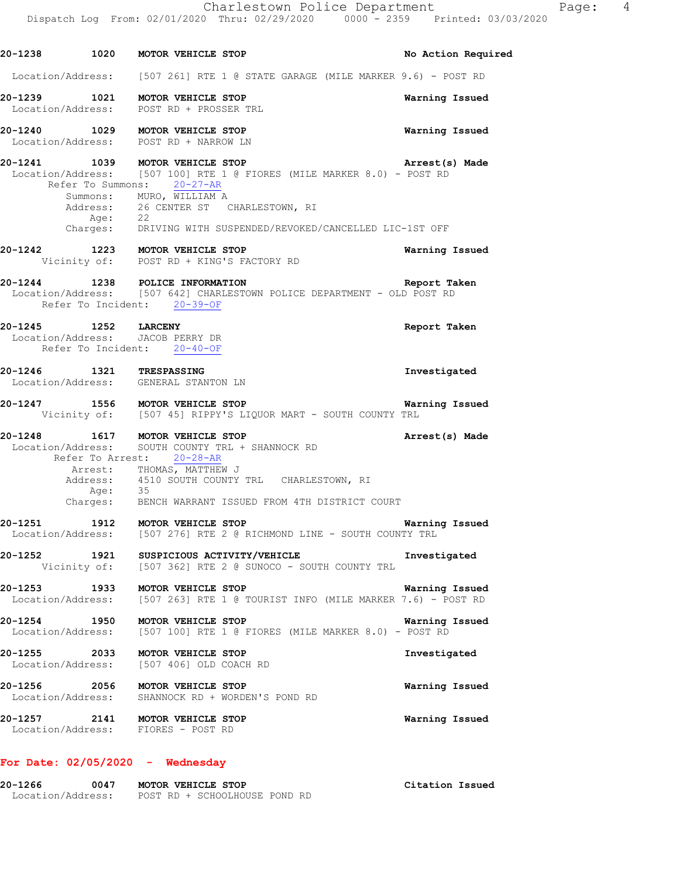**20-1238** **1020** **MOTOR VEHICLE STOP** **No Action Required**
Location/Address: [507 261] RTE 1 @ STATE GARAGE (MILE MARKER 9.6) - POST RD

**20-1239** **1021** **MOTOR VEHICLE STOP** **Warning Issued**
Location/Address: POST RD + PROSSER TRL

**20-1240** **1029** **MOTOR VEHICLE STOP** **Warning Issued**
Location/Address: POST RD + NARROW LN

**20-1241** **1039** **MOTOR VEHICLE STOP** **Arrest(s) Made**
Location/Address: [507 100] RTE 1 @ FIORES (MILE MARKER 8.0) - POST RD
Refer To Summons: 20-27-AR
Summons: MURO, WILLIAM A
Address: 26 CENTER ST CHARLESTOWN, RI
Age: 22
Charges: DRIVING WITH SUSPENDED/REVOKED/CANCELLED LIC-1ST OFF

**20-1242** **1223** **MOTOR VEHICLE STOP** **Warning Issued**
Vicinity of: POST RD + KING'S FACTORY RD

**20-1244** **1238** **POLICE INFORMATION** **Report Taken**
Location/Address: [507 642] CHARLESTOWN POLICE DEPARTMENT - OLD POST RD
Refer To Incident: 20-39-OF

**20-1245** **1252** **LARCENY** **Report Taken**
Location/Address: JACOB PERRY DR
Refer To Incident: 20-40-OF

**20-1246** **1321** **TRESPASSING** **Investigated**
Location/Address: GENERAL STANTON LN

**20-1247** **1556** **MOTOR VEHICLE STOP** **Warning Issued**
Vicinity of: [507 45] RIPPY'S LIQUOR MART - SOUTH COUNTY TRL

**20-1248** **1617** **MOTOR VEHICLE STOP** **Arrest(s) Made**
Location/Address: SOUTH COUNTY TRL + SHANNOCK RD
Refer To Arrest: 20-28-AR
Arrest: THOMAS, MATTHEW J
Address: 4510 SOUTH COUNTY TRL CHARLESTOWN, RI
Age: 35
Charges: BENCH WARRANT ISSUED FROM 4TH DISTRICT COURT

**20-1251** **1912** **MOTOR VEHICLE STOP** **Warning Issued**
Location/Address: [507 276] RTE 2 @ RICHMOND LINE - SOUTH COUNTY TRL

**20-1252** **1921** **SUSPICIOUS ACTIVITY/VEHICLE** **Investigated**
Vicinity of: [507 362] RTE 2 @ SUNOCO - SOUTH COUNTY TRL

**20-1253** **1933** **MOTOR VEHICLE STOP** **Warning Issued**
Location/Address: [507 263] RTE 1 @ TOURIST INFO (MILE MARKER 7.6) - POST RD

**20-1254** **1950** **MOTOR VEHICLE STOP** **Warning Issued**
Location/Address: [507 100] RTE 1 @ FIORES (MILE MARKER 8.0) - POST RD

**20-1255** **2033** **MOTOR VEHICLE STOP** **Investigated**
Location/Address: [507 406] OLD COACH RD

**20-1256** **2056** **MOTOR VEHICLE STOP** **Warning Issued**
Location/Address: SHANNOCK RD + WORDEN'S POND RD

**20-1257** **2141** **MOTOR VEHICLE STOP** **Warning Issued**
Location/Address: FIORES - POST RD

## For Date: 02/05/2020 - Wednesday

**20-1266** **0047** **MOTOR VEHICLE STOP** **Citation Issued**
Location/Address: POST RD + SCHOOLHOUSE POND RD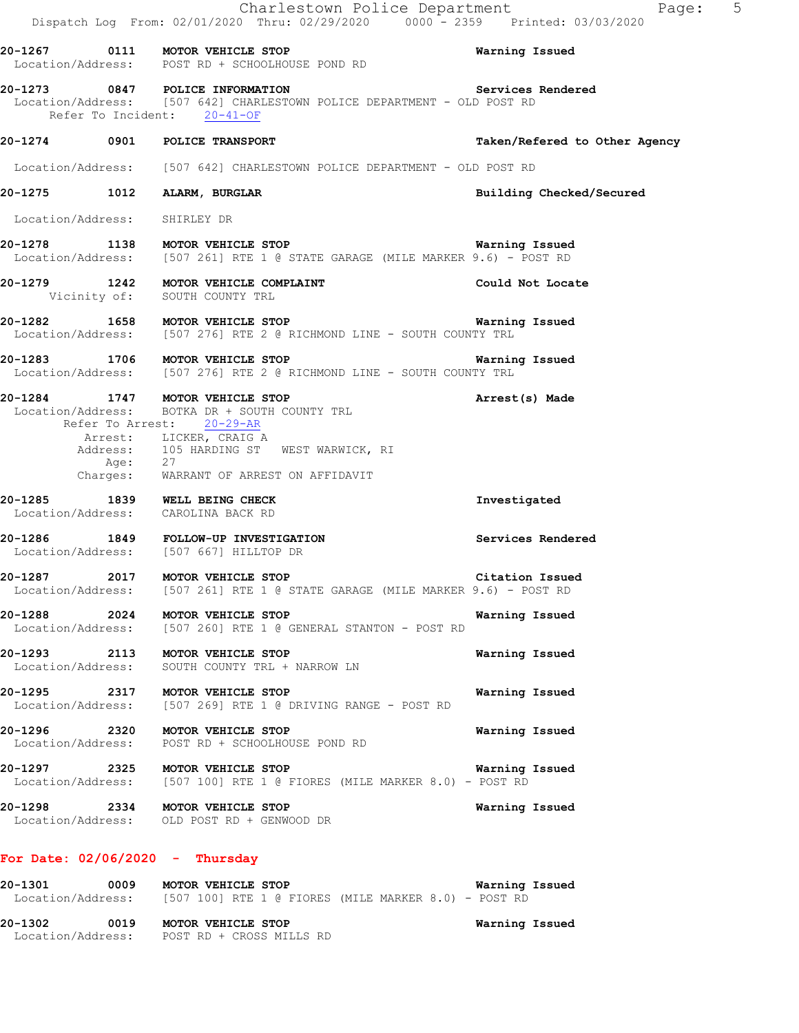20-1267 0111 **MOTOR VEHICLE STOP** Warning Issued
Location/Address: POST RD + SCHOOLHOUSE POND RD

20-1273 0847 **POLICE INFORMATION** Services Rendered
Location/Address: [507 642] CHARLESTOWN POLICE DEPARTMENT - OLD POST RD
Refer To Incident: 20-41-OF

20-1274 0901 **POLICE TRANSPORT** Taken/Refered to Other Agency
Location/Address: [507 642] CHARLESTOWN POLICE DEPARTMENT - OLD POST RD

20-1275 1012 **ALARM, BURGLAR** Building Checked/Secured
Location/Address: SHIRLEY DR

20-1278 1138 **MOTOR VEHICLE STOP** Warning Issued
Location/Address: [507 261] RTE 1 @ STATE GARAGE (MILE MARKER 9.6) - POST RD

20-1279 1242 **MOTOR VEHICLE COMPLAINT** Could Not Locate
Vicinity of: SOUTH COUNTY TRL

20-1282 1658 **MOTOR VEHICLE STOP** Warning Issued
Location/Address: [507 276] RTE 2 @ RICHMOND LINE - SOUTH COUNTY TRL

20-1283 1706 **MOTOR VEHICLE STOP** Warning Issued
Location/Address: [507 276] RTE 2 @ RICHMOND LINE - SOUTH COUNTY TRL

20-1284 1747 **MOTOR VEHICLE STOP** Arrest(s) Made
Location/Address: BOTKA DR + SOUTH COUNTY TRL
Refer To Arrest: 20-29-AR
Arrest: LICKER, CRAIG A
Address: 105 HARDING ST WEST WARWICK, RI
Age: 27
Charges: WARRANT OF ARREST ON AFFIDAVIT

20-1285 1839 **WELL BEING CHECK** Investigated
Location/Address: CAROLINA BACK RD

20-1286 1849 **FOLLOW-UP INVESTIGATION** Services Rendered
Location/Address: [507 667] HILLTOP DR

20-1287 2017 **MOTOR VEHICLE STOP** Citation Issued
Location/Address: [507 261] RTE 1 @ STATE GARAGE (MILE MARKER 9.6) - POST RD

20-1288 2024 **MOTOR VEHICLE STOP** Warning Issued
Location/Address: [507 260] RTE 1 @ GENERAL STANTON - POST RD

20-1293 2113 **MOTOR VEHICLE STOP** Warning Issued
Location/Address: SOUTH COUNTY TRL + NARROW LN

20-1295 2317 **MOTOR VEHICLE STOP** Warning Issued
Location/Address: [507 269] RTE 1 @ DRIVING RANGE - POST RD

20-1296 2320 **MOTOR VEHICLE STOP** Warning Issued
Location/Address: POST RD + SCHOOLHOUSE POND RD

20-1297 2325 **MOTOR VEHICLE STOP** Warning Issued
Location/Address: [507 100] RTE 1 @ FIORES (MILE MARKER 8.0) - POST RD

20-1298 2334 **MOTOR VEHICLE STOP** Warning Issued
Location/Address: OLD POST RD + GENWOOD DR

## For Date: 02/06/2020 - Thursday

20-1301 0009 **MOTOR VEHICLE STOP** Warning Issued
Location/Address: [507 100] RTE 1 @ FIORES (MILE MARKER 8.0) - POST RD

20-1302 0019 **MOTOR VEHICLE STOP** Warning Issued
Location/Address: POST RD + CROSS MILLS RD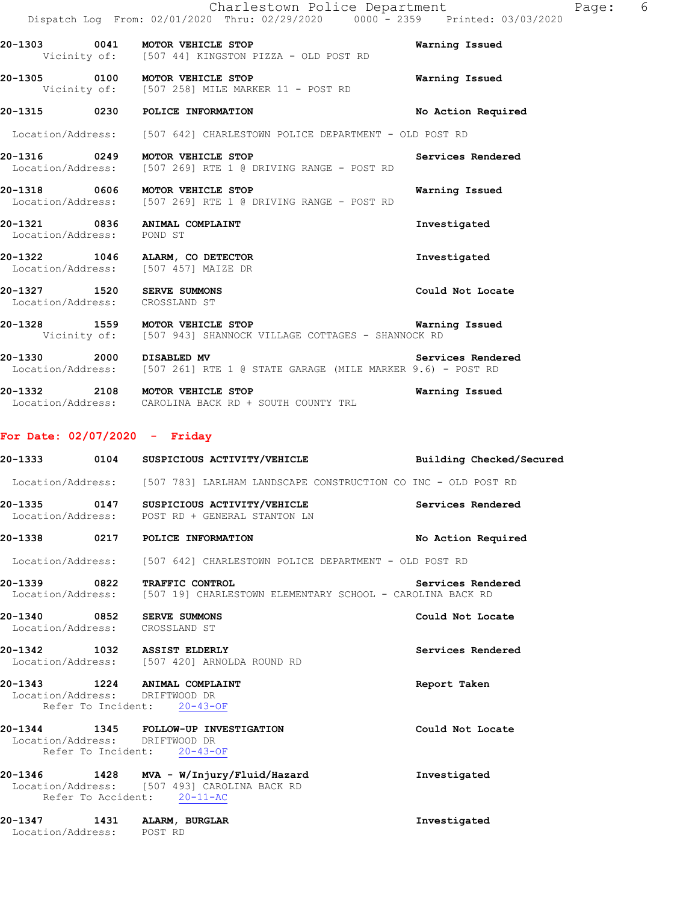**20-1303 0041 MOTOR VEHICLE STOP** — Warning Issued
Vicinity of: [507 44] KINGSTON PIZZA - OLD POST RD

**20-1305 0100 MOTOR VEHICLE STOP** — Warning Issued
Vicinity of: [507 258] MILE MARKER 11 - POST RD

**20-1315 0230 POLICE INFORMATION** — No Action Required
Location/Address: [507 642] CHARLESTOWN POLICE DEPARTMENT - OLD POST RD

**20-1316 0249 MOTOR VEHICLE STOP** — Services Rendered
Location/Address: [507 269] RTE 1 @ DRIVING RANGE - POST RD

**20-1318 0606 MOTOR VEHICLE STOP** — Warning Issued
Location/Address: [507 269] RTE 1 @ DRIVING RANGE - POST RD

**20-1321 0836 ANIMAL COMPLAINT** — Investigated
Location/Address: POND ST

**20-1322 1046 ALARM, CO DETECTOR** — Investigated
Location/Address: [507 457] MAIZE DR

**20-1327 1520 SERVE SUMMONS** — Could Not Locate
Location/Address: CROSSLAND ST

**20-1328 1559 MOTOR VEHICLE STOP** — Warning Issued
Vicinity of: [507 943] SHANNOCK VILLAGE COTTAGES - SHANNOCK RD

**20-1330 2000 DISABLED MV** — Services Rendered
Location/Address: [507 261] RTE 1 @ STATE GARAGE (MILE MARKER 9.6) - POST RD

**20-1332 2108 MOTOR VEHICLE STOP** — Warning Issued
Location/Address: CAROLINA BACK RD + SOUTH COUNTY TRL

## For Date: 02/07/2020 - Friday

**20-1333 0104 SUSPICIOUS ACTIVITY/VEHICLE** — Building Checked/Secured
Location/Address: [507 783] LARLHAM LANDSCAPE CONSTRUCTION CO INC - OLD POST RD

**20-1335 0147 SUSPICIOUS ACTIVITY/VEHICLE** — Services Rendered
Location/Address: POST RD + GENERAL STANTON LN

**20-1338 0217 POLICE INFORMATION** — No Action Required
Location/Address: [507 642] CHARLESTOWN POLICE DEPARTMENT - OLD POST RD

**20-1339 0822 TRAFFIC CONTROL** — Services Rendered
Location/Address: [507 19] CHARLESTOWN ELEMENTARY SCHOOL - CAROLINA BACK RD

**20-1340 0852 SERVE SUMMONS** — Could Not Locate
Location/Address: CROSSLAND ST

**20-1342 1032 ASSIST ELDERLY** — Services Rendered
Location/Address: [507 420] ARNOLDA ROUND RD

**20-1343 1224 ANIMAL COMPLAINT** — Report Taken
Location/Address: DRIFTWOOD DR
Refer To Incident: 20-43-OF

**20-1344 1345 FOLLOW-UP INVESTIGATION** — Could Not Locate
Location/Address: DRIFTWOOD DR
Refer To Incident: 20-43-OF

**20-1346 1428 MVA - W/Injury/Fluid/Hazard** — Investigated
Location/Address: [507 493] CAROLINA BACK RD
Refer To Accident: 20-11-AC

**20-1347 1431 ALARM, BURGLAR** — Investigated
Location/Address: POST RD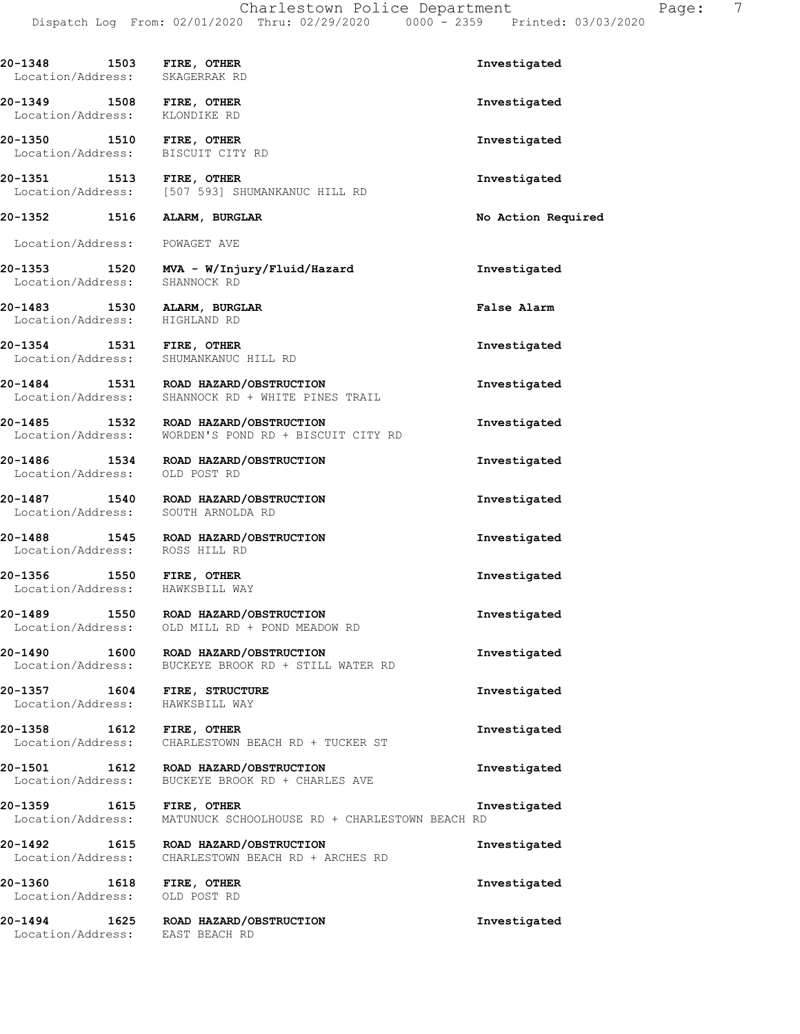**20-1348 1503 FIRE, OTHER** **Investigated**
Location/Address: SKAGERRAK RD

**20-1349 1508 FIRE, OTHER** **Investigated**
Location/Address: KLONDIKE RD

**20-1350 1510 FIRE, OTHER** **Investigated**
Location/Address: BISCUIT CITY RD

**20-1351 1513 FIRE, OTHER** **Investigated**
Location/Address: [507 593] SHUMANKANUC HILL RD

**20-1352 1516 ALARM, BURGLAR** **No Action Required**

Location/Address: POWAGET AVE

**20-1353 1520 MVA - W/Injury/Fluid/Hazard** **Investigated**
Location/Address: SHANNOCK RD

**20-1483 1530 ALARM, BURGLAR** **False Alarm**
Location/Address: HIGHLAND RD

**20-1354 1531 FIRE, OTHER** **Investigated**
Location/Address: SHUMANKANUC HILL RD

**20-1484 1531 ROAD HAZARD/OBSTRUCTION** **Investigated**
Location/Address: SHANNOCK RD + WHITE PINES TRAIL

**20-1485 1532 ROAD HAZARD/OBSTRUCTION** **Investigated**
Location/Address: WORDEN'S POND RD + BISCUIT CITY RD

**20-1486 1534 ROAD HAZARD/OBSTRUCTION** **Investigated**
Location/Address: OLD POST RD

**20-1487 1540 ROAD HAZARD/OBSTRUCTION** **Investigated**
Location/Address: SOUTH ARNOLDA RD

**20-1488 1545 ROAD HAZARD/OBSTRUCTION** **Investigated**
Location/Address: ROSS HILL RD

**20-1356 1550 FIRE, OTHER** **Investigated**
Location/Address: HAWKSBILL WAY

**20-1489 1550 ROAD HAZARD/OBSTRUCTION** **Investigated**
Location/Address: OLD MILL RD + POND MEADOW RD

**20-1490 1600 ROAD HAZARD/OBSTRUCTION** **Investigated**
Location/Address: BUCKEYE BROOK RD + STILL WATER RD

**20-1357 1604 FIRE, STRUCTURE** **Investigated**
Location/Address: HAWKSBILL WAY

**20-1358 1612 FIRE, OTHER** **Investigated**
Location/Address: CHARLESTOWN BEACH RD + TUCKER ST

**20-1501 1612 ROAD HAZARD/OBSTRUCTION** **Investigated**
Location/Address: BUCKEYE BROOK RD + CHARLES AVE

**20-1359 1615 FIRE, OTHER** **Investigated**
Location/Address: MATUNUCK SCHOOLHOUSE RD + CHARLESTOWN BEACH RD

**20-1492 1615 ROAD HAZARD/OBSTRUCTION** **Investigated**
Location/Address: CHARLESTOWN BEACH RD + ARCHES RD

**20-1360 1618 FIRE, OTHER** **Investigated**
Location/Address: OLD POST RD

**20-1494 1625 ROAD HAZARD/OBSTRUCTION** **Investigated**
Location/Address: EAST BEACH RD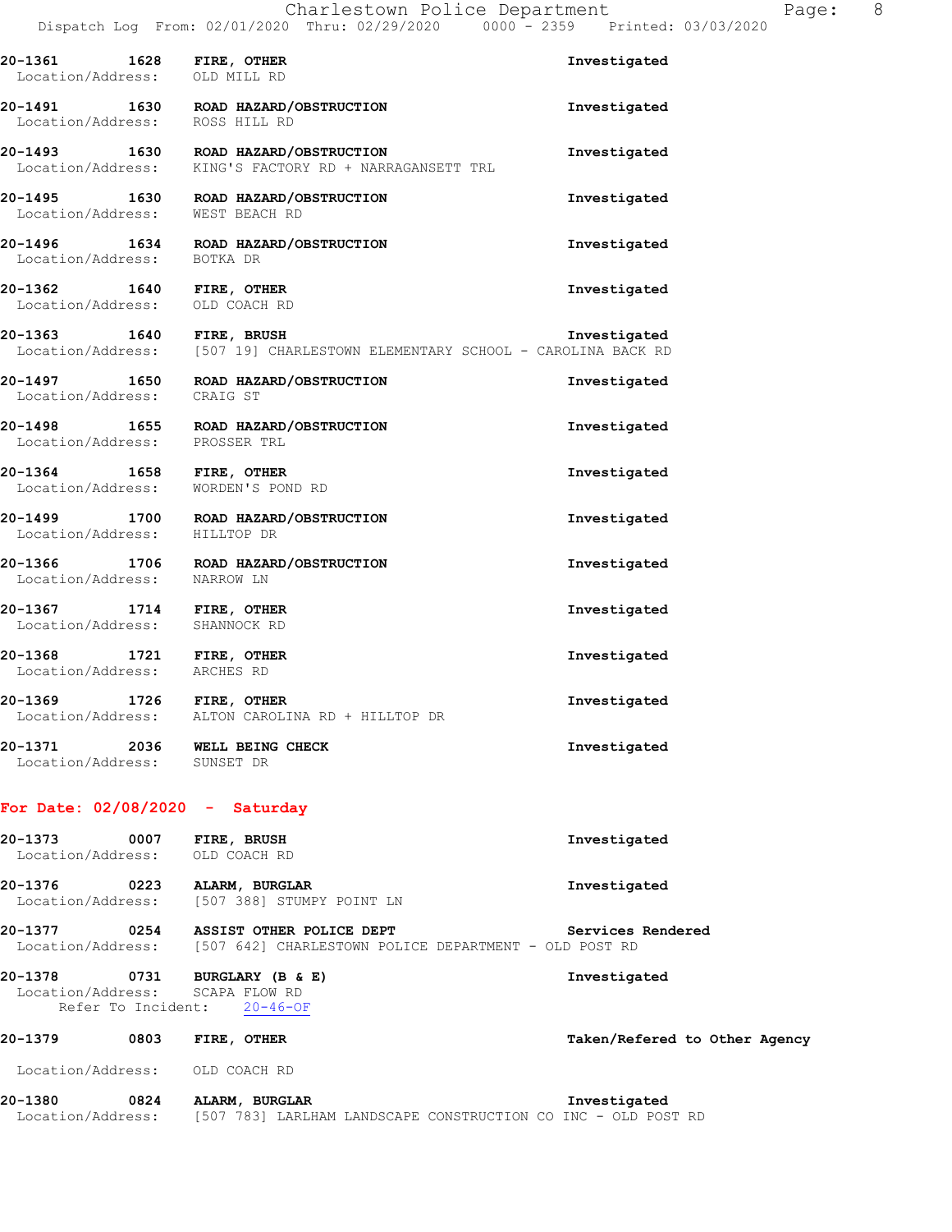20-1361 1628 **FIRE, OTHER** **Investigated**
Location/Address: OLD MILL RD

20-1491 1630 **ROAD HAZARD/OBSTRUCTION** **Investigated**
Location/Address: ROSS HILL RD

20-1493 1630 **ROAD HAZARD/OBSTRUCTION** **Investigated**
Location/Address: KING'S FACTORY RD + NARRAGANSETT TRL

20-1495 1630 **ROAD HAZARD/OBSTRUCTION** **Investigated**
Location/Address: WEST BEACH RD

20-1496 1634 **ROAD HAZARD/OBSTRUCTION** **Investigated**
Location/Address: BOTKA DR

20-1362 1640 **FIRE, OTHER** **Investigated**
Location/Address: OLD COACH RD

20-1363 1640 **FIRE, BRUSH** **Investigated**
Location/Address: [507 19] CHARLESTOWN ELEMENTARY SCHOOL - CAROLINA BACK RD

20-1497 1650 **ROAD HAZARD/OBSTRUCTION** **Investigated**
Location/Address: CRAIG ST

20-1498 1655 **ROAD HAZARD/OBSTRUCTION** **Investigated**
Location/Address: PROSSER TRL

20-1364 1658 **FIRE, OTHER** **Investigated**
Location/Address: WORDEN'S POND RD

20-1499 1700 **ROAD HAZARD/OBSTRUCTION** **Investigated**
Location/Address: HILLTOP DR

20-1366 1706 **ROAD HAZARD/OBSTRUCTION** **Investigated**
Location/Address: NARROW LN

20-1367 1714 **FIRE, OTHER** **Investigated**
Location/Address: SHANNOCK RD

20-1368 1721 **FIRE, OTHER** **Investigated**
Location/Address: ARCHES RD

20-1369 1726 **FIRE, OTHER** **Investigated**
Location/Address: ALTON CAROLINA RD + HILLTOP DR

20-1371 2036 **WELL BEING CHECK** **Investigated**
Location/Address: SUNSET DR

**For Date: 02/08/2020 - Saturday**

20-1373 0007 **FIRE, BRUSH** **Investigated**
Location/Address: OLD COACH RD

20-1376 0223 **ALARM, BURGLAR** **Investigated**
Location/Address: [507 388] STUMPY POINT LN

20-1377 0254 **ASSIST OTHER POLICE DEPT** **Services Rendered**
Location/Address: [507 642] CHARLESTOWN POLICE DEPARTMENT - OLD POST RD

20-1378 0731 **BURGLARY (B & E)** **Investigated**
Location/Address: SCAPA FLOW RD
Refer To Incident: 20-46-OF

20-1379 0803 **FIRE, OTHER** **Taken/Refered to Other Agency**
Location/Address: OLD COACH RD

20-1380 0824 **ALARM, BURGLAR** **Investigated**
Location/Address: [507 783] LARLHAM LANDSCAPE CONSTRUCTION CO INC - OLD POST RD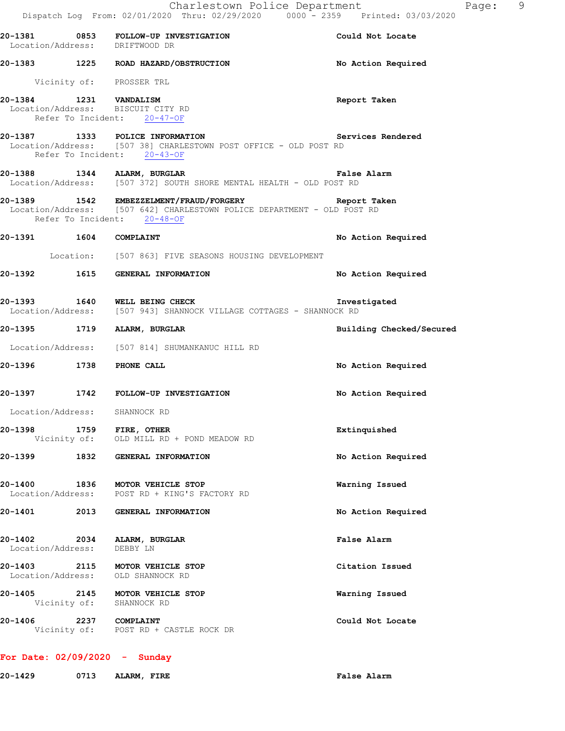20-1381 0853 FOLLOW-UP INVESTIGATION Could Not Locate
Location/Address: DRIFTWOOD DR

20-1383 1225 ROAD HAZARD/OBSTRUCTION No Action Required
Vicinity of: PROSSER TRL

20-1384 1231 VANDALISM Report Taken
Location/Address: BISCUIT CITY RD
Refer To Incident: 20-47-OF

20-1387 1333 POLICE INFORMATION Services Rendered
Location/Address: [507 38] CHARLESTOWN POST OFFICE - OLD POST RD
Refer To Incident: 20-43-OF

20-1388 1344 ALARM, BURGLAR False Alarm
Location/Address: [507 372] SOUTH SHORE MENTAL HEALTH - OLD POST RD

20-1389 1542 EMBEZZELMENT/FRAUD/FORGERY Report Taken
Location/Address: [507 642] CHARLESTOWN POLICE DEPARTMENT - OLD POST RD
Refer To Incident: 20-48-OF

20-1391 1604 COMPLAINT No Action Required
Location: [507 863] FIVE SEASONS HOUSING DEVELOPMENT

20-1392 1615 GENERAL INFORMATION No Action Required

20-1393 1640 WELL BEING CHECK Investigated
Location/Address: [507 943] SHANNOCK VILLAGE COTTAGES - SHANNOCK RD

20-1395 1719 ALARM, BURGLAR Building Checked/Secured
Location/Address: [507 814] SHUMANKANUC HILL RD

20-1396 1738 PHONE CALL No Action Required

20-1397 1742 FOLLOW-UP INVESTIGATION No Action Required
Location/Address: SHANNOCK RD

20-1398 1759 FIRE, OTHER Extinquished
Vicinity of: OLD MILL RD + POND MEADOW RD

20-1399 1832 GENERAL INFORMATION No Action Required

20-1400 1836 MOTOR VEHICLE STOP Warning Issued
Location/Address: POST RD + KING'S FACTORY RD

20-1401 2013 GENERAL INFORMATION No Action Required

20-1402 2034 ALARM, BURGLAR False Alarm
Location/Address: DEBBY LN

20-1403 2115 MOTOR VEHICLE STOP Citation Issued
Location/Address: OLD SHANNOCK RD

20-1405 2145 MOTOR VEHICLE STOP Warning Issued
Vicinity of: SHANNOCK RD

20-1406 2237 COMPLAINT Could Not Locate
Vicinity of: POST RD + CASTLE ROCK DR

**For Date: 02/09/2020 - Sunday**

20-1429 0713 ALARM, FIRE False Alarm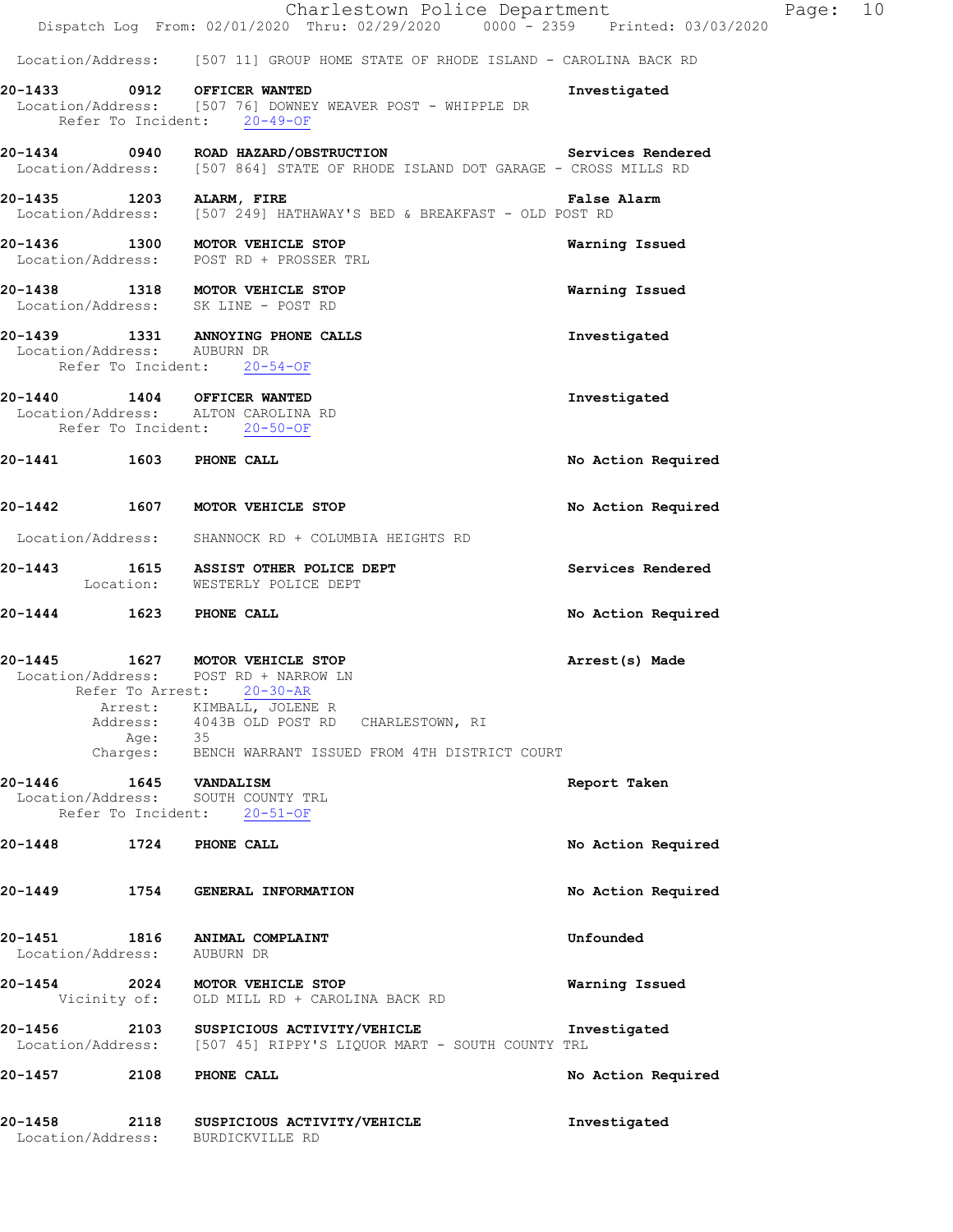Location/Address: [507 11] GROUP HOME STATE OF RHODE ISLAND - CAROLINA BACK RD

**20-1433 0912 OFFICER WANTED** — Investigated
Location/Address: [507 76] DOWNEY WEAVER POST - WHIPPLE DR
Refer To Incident: 20-49-OF

**20-1434 0940 ROAD HAZARD/OBSTRUCTION** — Services Rendered
Location/Address: [507 864] STATE OF RHODE ISLAND DOT GARAGE - CROSS MILLS RD

**20-1435 1203 ALARM, FIRE** — False Alarm
Location/Address: [507 249] HATHAWAY'S BED & BREAKFAST - OLD POST RD

**20-1436 1300 MOTOR VEHICLE STOP** — Warning Issued
Location/Address: POST RD + PROSSER TRL

**20-1438 1318 MOTOR VEHICLE STOP** — Warning Issued
Location/Address: SK LINE - POST RD

**20-1439 1331 ANNOYING PHONE CALLS** — Investigated
Location/Address: AUBURN DR
Refer To Incident: 20-54-OF

**20-1440 1404 OFFICER WANTED** — Investigated
Location/Address: ALTON CAROLINA RD
Refer To Incident: 20-50-OF

**20-1441 1603 PHONE CALL** — No Action Required

**20-1442 1607 MOTOR VEHICLE STOP** — No Action Required
Location/Address: SHANNOCK RD + COLUMBIA HEIGHTS RD

**20-1443 1615 ASSIST OTHER POLICE DEPT** — Services Rendered
Location: WESTERLY POLICE DEPT

**20-1444 1623 PHONE CALL** — No Action Required

**20-1445 1627 MOTOR VEHICLE STOP** — Arrest(s) Made
Location/Address: POST RD + NARROW LN
Refer To Arrest: 20-30-AR
Arrest: KIMBALL, JOLENE R
Address: 4043B OLD POST RD CHARLESTOWN, RI
Age: 35
Charges: BENCH WARRANT ISSUED FROM 4TH DISTRICT COURT

**20-1446 1645 VANDALISM** — Report Taken
Location/Address: SOUTH COUNTY TRL
Refer To Incident: 20-51-OF

**20-1448 1724 PHONE CALL** — No Action Required

**20-1449 1754 GENERAL INFORMATION** — No Action Required

**20-1451 1816 ANIMAL COMPLAINT** — Unfounded
Location/Address: AUBURN DR

**20-1454 2024 MOTOR VEHICLE STOP** — Warning Issued
Vicinity of: OLD MILL RD + CAROLINA BACK RD

**20-1456 2103 SUSPICIOUS ACTIVITY/VEHICLE** — Investigated
Location/Address: [507 45] RIPPY'S LIQUOR MART - SOUTH COUNTY TRL

**20-1457 2108 PHONE CALL** — No Action Required

**20-1458 2118 SUSPICIOUS ACTIVITY/VEHICLE** — Investigated
Location/Address: BURDICKVILLE RD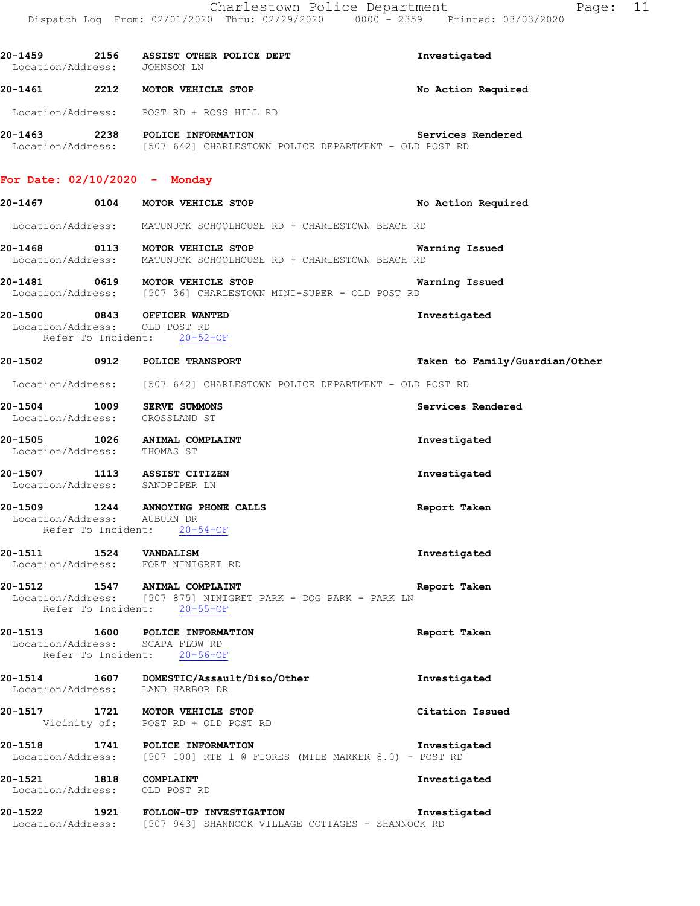**20-1459 2156 ASSIST OTHER POLICE DEPT** — Investigated
Location/Address: JOHNSON LN

**20-1461 2212 MOTOR VEHICLE STOP** — No Action Required
Location/Address: POST RD + ROSS HILL RD

**20-1463 2238 POLICE INFORMATION** — Services Rendered
Location/Address: [507 642] CHARLESTOWN POLICE DEPARTMENT - OLD POST RD

## For Date: 02/10/2020 - Monday

**20-1467 0104 MOTOR VEHICLE STOP** — No Action Required
Location/Address: MATUNUCK SCHOOLHOUSE RD + CHARLESTOWN BEACH RD

**20-1468 0113 MOTOR VEHICLE STOP** — Warning Issued
Location/Address: MATUNUCK SCHOOLHOUSE RD + CHARLESTOWN BEACH RD

**20-1481 0619 MOTOR VEHICLE STOP** — Warning Issued
Location/Address: [507 36] CHARLESTOWN MINI-SUPER - OLD POST RD

**20-1500 0843 OFFICER WANTED** — Investigated
Location/Address: OLD POST RD
Refer To Incident: 20-52-OF

**20-1502 0912 POLICE TRANSPORT** — Taken to Family/Guardian/Other
Location/Address: [507 642] CHARLESTOWN POLICE DEPARTMENT - OLD POST RD

**20-1504 1009 SERVE SUMMONS** — Services Rendered
Location/Address: CROSSLAND ST

**20-1505 1026 ANIMAL COMPLAINT** — Investigated
Location/Address: THOMAS ST

**20-1507 1113 ASSIST CITIZEN** — Investigated
Location/Address: SANDPIPER LN

**20-1509 1244 ANNOYING PHONE CALLS** — Report Taken
Location/Address: AUBURN DR
Refer To Incident: 20-54-OF

**20-1511 1524 VANDALISM** — Investigated
Location/Address: FORT NINIGRET RD

**20-1512 1547 ANIMAL COMPLAINT** — Report Taken
Location/Address: [507 875] NINIGRET PARK - DOG PARK - PARK LN
Refer To Incident: 20-55-OF

**20-1513 1600 POLICE INFORMATION** — Report Taken
Location/Address: SCAPA FLOW RD
Refer To Incident: 20-56-OF

**20-1514 1607 DOMESTIC/Assault/Diso/Other** — Investigated
Location/Address: LAND HARBOR DR

**20-1517 1721 MOTOR VEHICLE STOP** — Citation Issued
Vicinity of: POST RD + OLD POST RD

**20-1518 1741 POLICE INFORMATION** — Investigated
Location/Address: [507 100] RTE 1 @ FIORES (MILE MARKER 8.0) - POST RD

**20-1521 1818 COMPLAINT** — Investigated
Location/Address: OLD POST RD

**20-1522 1921 FOLLOW-UP INVESTIGATION** — Investigated
Location/Address: [507 943] SHANNOCK VILLAGE COTTAGES - SHANNOCK RD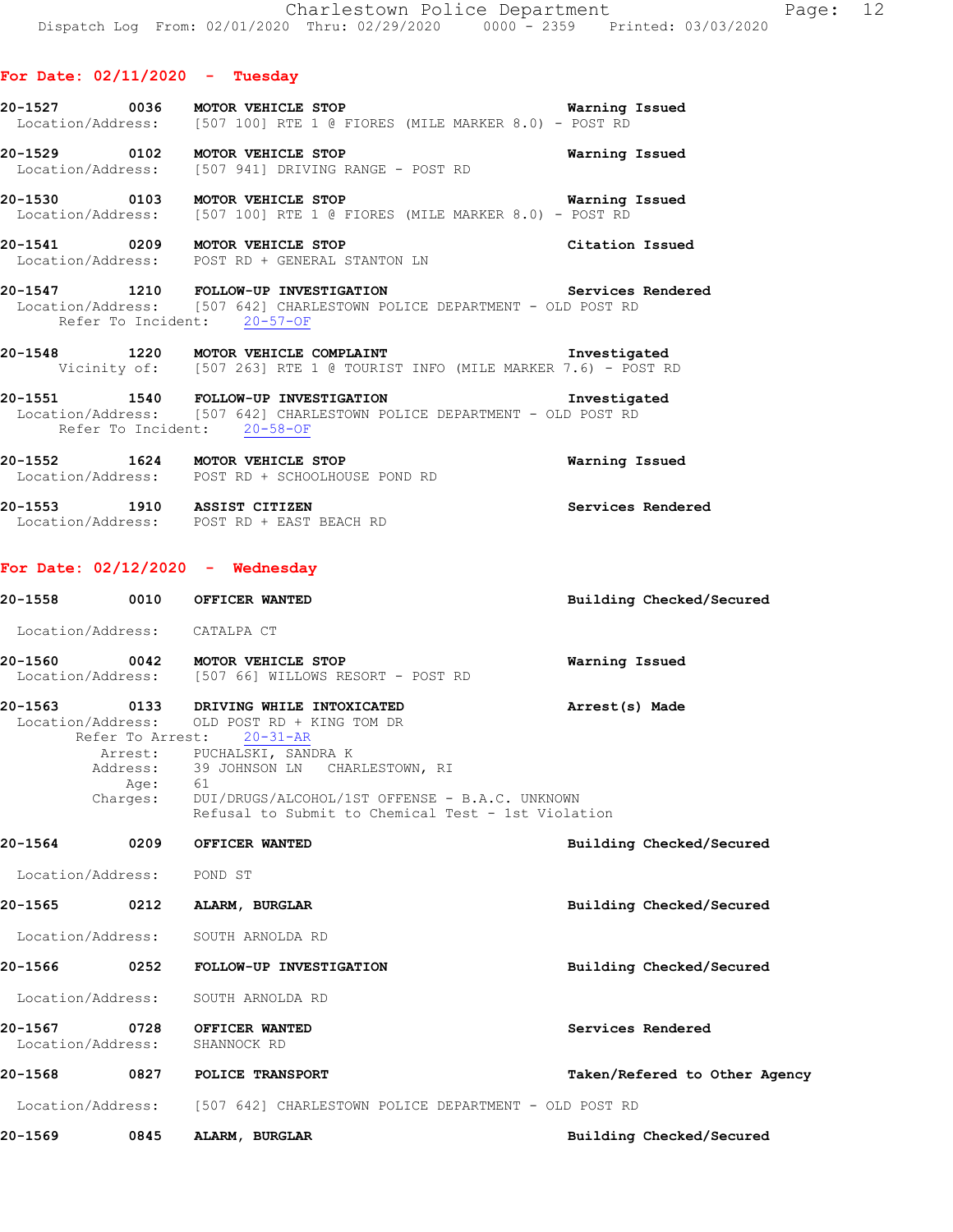## For Date: 02/11/2020 - Tuesday

**20-1527 0036 MOTOR VEHICLE STOP** — Warning Issued
Location/Address: [507 100] RTE 1 @ FIORES (MILE MARKER 8.0) - POST RD

**20-1529 0102 MOTOR VEHICLE STOP** — Warning Issued
Location/Address: [507 941] DRIVING RANGE - POST RD

**20-1530 0103 MOTOR VEHICLE STOP** — Warning Issued
Location/Address: [507 100] RTE 1 @ FIORES (MILE MARKER 8.0) - POST RD

**20-1541 0209 MOTOR VEHICLE STOP** — Citation Issued
Location/Address: POST RD + GENERAL STANTON LN

**20-1547 1210 FOLLOW-UP INVESTIGATION** — Services Rendered
Location/Address: [507 642] CHARLESTOWN POLICE DEPARTMENT - OLD POST RD
Refer To Incident: 20-57-OF

**20-1548 1220 MOTOR VEHICLE COMPLAINT** — Investigated
Vicinity of: [507 263] RTE 1 @ TOURIST INFO (MILE MARKER 7.6) - POST RD

**20-1551 1540 FOLLOW-UP INVESTIGATION** — Investigated
Location/Address: [507 642] CHARLESTOWN POLICE DEPARTMENT - OLD POST RD
Refer To Incident: 20-58-OF

**20-1552 1624 MOTOR VEHICLE STOP** — Warning Issued
Location/Address: POST RD + SCHOOLHOUSE POND RD

**20-1553 1910 ASSIST CITIZEN** — Services Rendered
Location/Address: POST RD + EAST BEACH RD

## For Date: 02/12/2020 - Wednesday

**20-1558 0010 OFFICER WANTED** — Building Checked/Secured
Location/Address: CATALPA CT

**20-1560 0042 MOTOR VEHICLE STOP** — Warning Issued
Location/Address: [507 66] WILLOWS RESORT - POST RD

**20-1563 0133 DRIVING WHILE INTOXICATED** — Arrest(s) Made
Location/Address: OLD POST RD + KING TOM DR
Refer To Arrest: 20-31-AR
Arrest: PUCHALSKI, SANDRA K
Address: 39 JOHNSON LN CHARLESTOWN, RI
Age: 61
Charges: DUI/DRUGS/ALCOHOL/1ST OFFENSE - B.A.C. UNKNOWN
Refusal to Submit to Chemical Test - 1st Violation

**20-1564 0209 OFFICER WANTED** — Building Checked/Secured
Location/Address: POND ST

**20-1565 0212 ALARM, BURGLAR** — Building Checked/Secured
Location/Address: SOUTH ARNOLDA RD

**20-1566 0252 FOLLOW-UP INVESTIGATION** — Building Checked/Secured
Location/Address: SOUTH ARNOLDA RD

**20-1567 0728 OFFICER WANTED** — Services Rendered
Location/Address: SHANNOCK RD

**20-1568 0827 POLICE TRANSPORT** — Taken/Refered to Other Agency
Location/Address: [507 642] CHARLESTOWN POLICE DEPARTMENT - OLD POST RD

**20-1569 0845 ALARM, BURGLAR** — Building Checked/Secured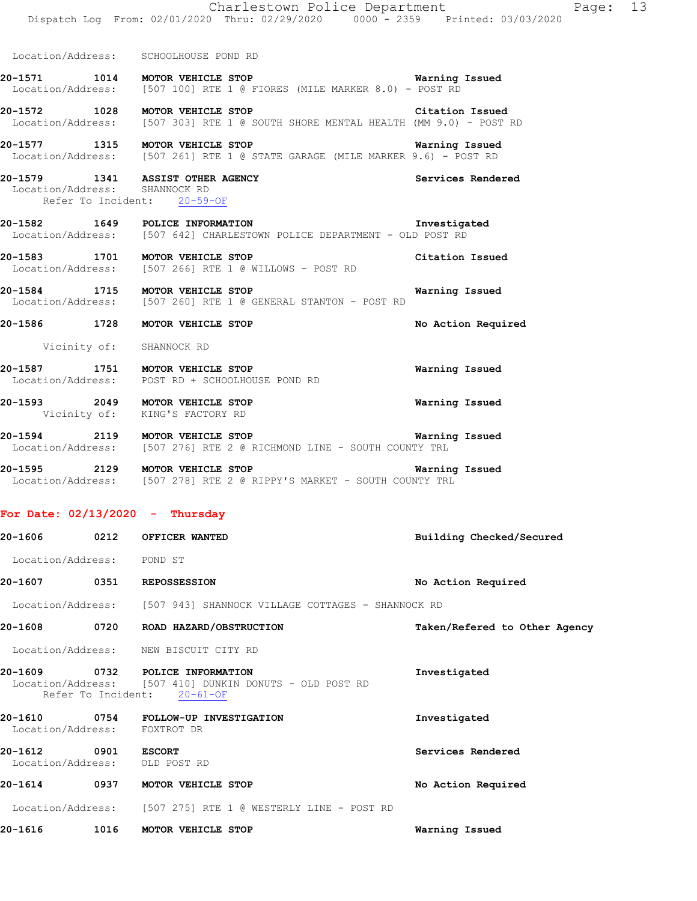Location/Address: SCHOOLHOUSE POND RD

**20-1571 1014 MOTOR VEHICLE STOP** Warning Issued
Location/Address: [507 100] RTE 1 @ FIORES (MILE MARKER 8.0) - POST RD

**20-1572 1028 MOTOR VEHICLE STOP** Citation Issued
Location/Address: [507 303] RTE 1 @ SOUTH SHORE MENTAL HEALTH (MM 9.0) - POST RD

**20-1577 1315 MOTOR VEHICLE STOP** Warning Issued
Location/Address: [507 261] RTE 1 @ STATE GARAGE (MILE MARKER 9.6) - POST RD

**20-1579 1341 ASSIST OTHER AGENCY** Services Rendered
Location/Address: SHANNOCK RD
Refer To Incident: 20-59-OF

**20-1582 1649 POLICE INFORMATION** Investigated
Location/Address: [507 642] CHARLESTOWN POLICE DEPARTMENT - OLD POST RD

**20-1583 1701 MOTOR VEHICLE STOP** Citation Issued
Location/Address: [507 266] RTE 1 @ WILLOWS - POST RD

**20-1584 1715 MOTOR VEHICLE STOP** Warning Issued
Location/Address: [507 260] RTE 1 @ GENERAL STANTON - POST RD

**20-1586 1728 MOTOR VEHICLE STOP** No Action Required
Vicinity of: SHANNOCK RD

**20-1587 1751 MOTOR VEHICLE STOP** Warning Issued
Location/Address: POST RD + SCHOOLHOUSE POND RD

**20-1593 2049 MOTOR VEHICLE STOP** Warning Issued
Vicinity of: KING'S FACTORY RD

**20-1594 2119 MOTOR VEHICLE STOP** Warning Issued
Location/Address: [507 276] RTE 2 @ RICHMOND LINE - SOUTH COUNTY TRL

**20-1595 2129 MOTOR VEHICLE STOP** Warning Issued
Location/Address: [507 278] RTE 2 @ RIPPY'S MARKET - SOUTH COUNTY TRL

## For Date: 02/13/2020 - Thursday

**20-1606 0212 OFFICER WANTED** Building Checked/Secured
Location/Address: POND ST

**20-1607 0351 REPOSSESSION** No Action Required
Location/Address: [507 943] SHANNOCK VILLAGE COTTAGES - SHANNOCK RD

**20-1608 0720 ROAD HAZARD/OBSTRUCTION** Taken/Refered to Other Agency
Location/Address: NEW BISCUIT CITY RD

**20-1609 0732 POLICE INFORMATION** Investigated
Location/Address: [507 410] DUNKIN DONUTS - OLD POST RD
Refer To Incident: 20-61-OF

**20-1610 0754 FOLLOW-UP INVESTIGATION** Investigated
Location/Address: FOXTROT DR

**20-1612 0901 ESCORT** Services Rendered
Location/Address: OLD POST RD

**20-1614 0937 MOTOR VEHICLE STOP** No Action Required
Location/Address: [507 275] RTE 1 @ WESTERLY LINE - POST RD

**20-1616 1016 MOTOR VEHICLE STOP** Warning Issued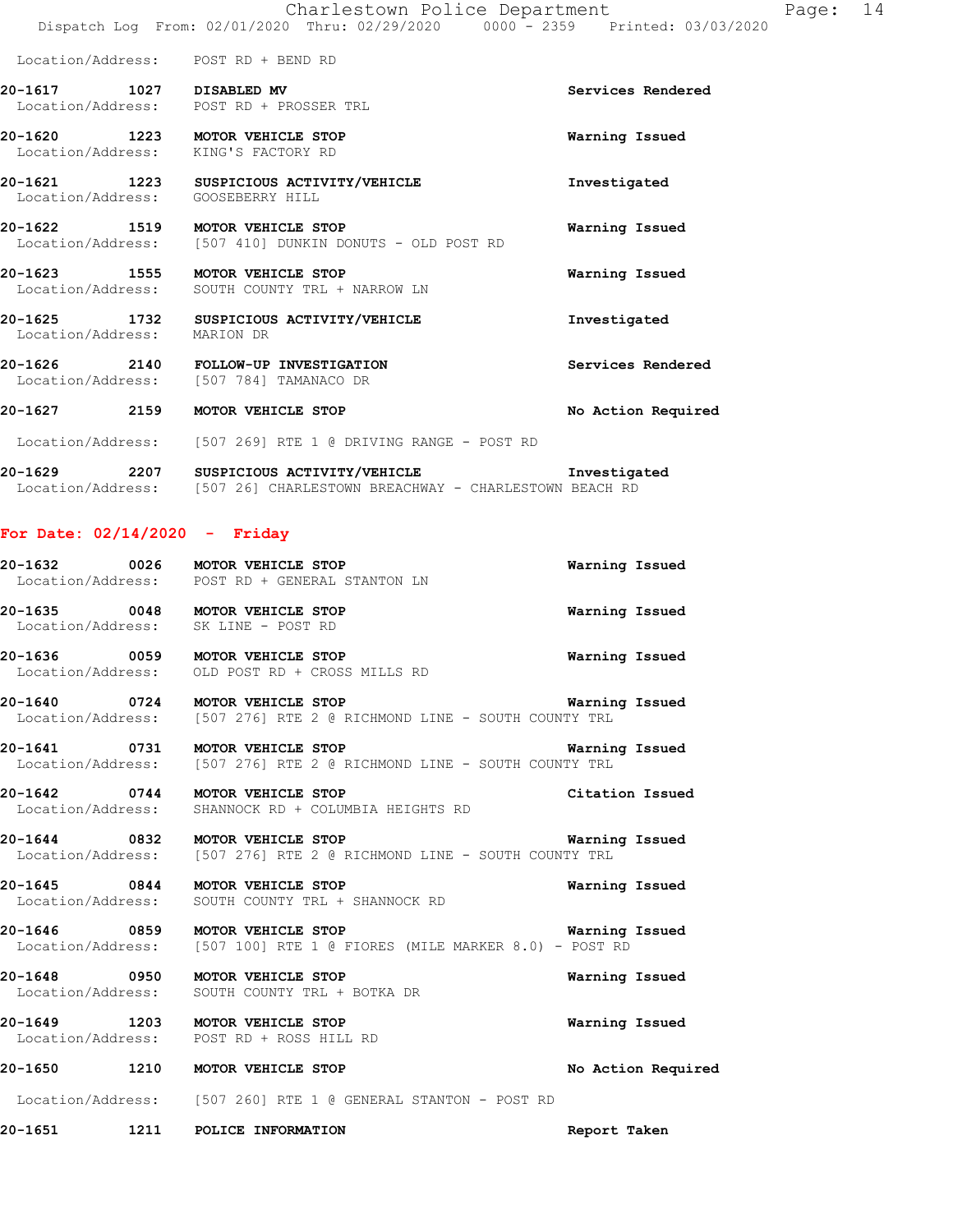Location/Address: POST RD + BEND RD

**20-1617 1027 DISABLED MV** Services Rendered
Location/Address: POST RD + PROSSER TRL

**20-1620 1223 MOTOR VEHICLE STOP** Warning Issued
Location/Address: KING'S FACTORY RD

**20-1621 1223 SUSPICIOUS ACTIVITY/VEHICLE** Investigated
Location/Address: GOOSEBERRY HILL

**20-1622 1519 MOTOR VEHICLE STOP** Warning Issued
Location/Address: [507 410] DUNKIN DONUTS - OLD POST RD

**20-1623 1555 MOTOR VEHICLE STOP** Warning Issued
Location/Address: SOUTH COUNTY TRL + NARROW LN

**20-1625 1732 SUSPICIOUS ACTIVITY/VEHICLE** Investigated
Location/Address: MARION DR

**20-1626 2140 FOLLOW-UP INVESTIGATION** Services Rendered
Location/Address: [507 784] TAMANACO DR

**20-1627 2159 MOTOR VEHICLE STOP** No Action Required
Location/Address: [507 269] RTE 1 @ DRIVING RANGE - POST RD

**20-1629 2207 SUSPICIOUS ACTIVITY/VEHICLE** Investigated
Location/Address: [507 26] CHARLESTOWN BREACHWAY - CHARLESTOWN BEACH RD

## For Date: 02/14/2020 - Friday

**20-1632 0026 MOTOR VEHICLE STOP** Warning Issued
Location/Address: POST RD + GENERAL STANTON LN

**20-1635 0048 MOTOR VEHICLE STOP** Warning Issued
Location/Address: SK LINE - POST RD

**20-1636 0059 MOTOR VEHICLE STOP** Warning Issued
Location/Address: OLD POST RD + CROSS MILLS RD

**20-1640 0724 MOTOR VEHICLE STOP** Warning Issued
Location/Address: [507 276] RTE 2 @ RICHMOND LINE - SOUTH COUNTY TRL

**20-1641 0731 MOTOR VEHICLE STOP** Warning Issued
Location/Address: [507 276] RTE 2 @ RICHMOND LINE - SOUTH COUNTY TRL

**20-1642 0744 MOTOR VEHICLE STOP** Citation Issued
Location/Address: SHANNOCK RD + COLUMBIA HEIGHTS RD

**20-1644 0832 MOTOR VEHICLE STOP** Warning Issued
Location/Address: [507 276] RTE 2 @ RICHMOND LINE - SOUTH COUNTY TRL

**20-1645 0844 MOTOR VEHICLE STOP** Warning Issued
Location/Address: SOUTH COUNTY TRL + SHANNOCK RD

**20-1646 0859 MOTOR VEHICLE STOP** Warning Issued
Location/Address: [507 100] RTE 1 @ FIORES (MILE MARKER 8.0) - POST RD

**20-1648 0950 MOTOR VEHICLE STOP** Warning Issued
Location/Address: SOUTH COUNTY TRL + BOTKA DR

**20-1649 1203 MOTOR VEHICLE STOP** Warning Issued
Location/Address: POST RD + ROSS HILL RD

**20-1650 1210 MOTOR VEHICLE STOP** No Action Required
Location/Address: [507 260] RTE 1 @ GENERAL STANTON - POST RD

**20-1651 1211 POLICE INFORMATION** Report Taken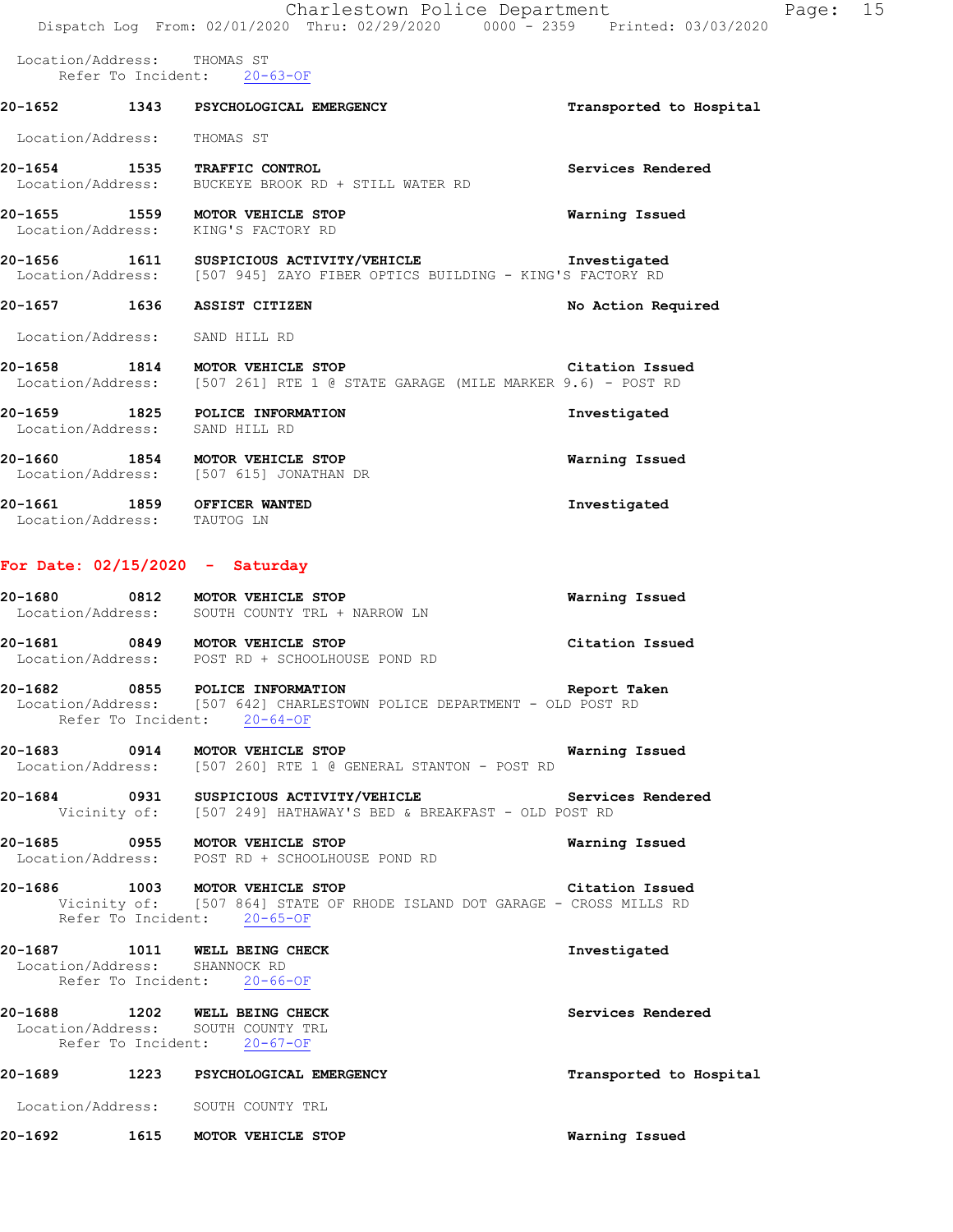Location/Address: THOMAS ST
Refer To Incident: 20-63-OF

**20-1652 1343 PSYCHOLOGICAL EMERGENCY** — Transported to Hospital
Location/Address: THOMAS ST

**20-1654 1535 TRAFFIC CONTROL** — Services Rendered
Location/Address: BUCKEYE BROOK RD + STILL WATER RD

**20-1655 1559 MOTOR VEHICLE STOP** — Warning Issued
Location/Address: KING'S FACTORY RD

**20-1656 1611 SUSPICIOUS ACTIVITY/VEHICLE** — Investigated
Location/Address: [507 945] ZAYO FIBER OPTICS BUILDING - KING'S FACTORY RD

**20-1657 1636 ASSIST CITIZEN** — No Action Required
Location/Address: SAND HILL RD

**20-1658 1814 MOTOR VEHICLE STOP** — Citation Issued
Location/Address: [507 261] RTE 1 @ STATE GARAGE (MILE MARKER 9.6) - POST RD

**20-1659 1825 POLICE INFORMATION** — Investigated
Location/Address: SAND HILL RD

**20-1660 1854 MOTOR VEHICLE STOP** — Warning Issued
Location/Address: [507 615] JONATHAN DR

**20-1661 1859 OFFICER WANTED** — Investigated
Location/Address: TAUTOG LN

## For Date: 02/15/2020 - Saturday

**20-1680 0812 MOTOR VEHICLE STOP** — Warning Issued
Location/Address: SOUTH COUNTY TRL + NARROW LN

**20-1681 0849 MOTOR VEHICLE STOP** — Citation Issued
Location/Address: POST RD + SCHOOLHOUSE POND RD

**20-1682 0855 POLICE INFORMATION** — Report Taken
Location/Address: [507 642] CHARLESTOWN POLICE DEPARTMENT - OLD POST RD
Refer To Incident: 20-64-OF

**20-1683 0914 MOTOR VEHICLE STOP** — Warning Issued
Location/Address: [507 260] RTE 1 @ GENERAL STANTON - POST RD

**20-1684 0931 SUSPICIOUS ACTIVITY/VEHICLE** — Services Rendered
Vicinity of: [507 249] HATHAWAY'S BED & BREAKFAST - OLD POST RD

**20-1685 0955 MOTOR VEHICLE STOP** — Warning Issued
Location/Address: POST RD + SCHOOLHOUSE POND RD

**20-1686 1003 MOTOR VEHICLE STOP** — Citation Issued
Vicinity of: [507 864] STATE OF RHODE ISLAND DOT GARAGE - CROSS MILLS RD
Refer To Incident: 20-65-OF

**20-1687 1011 WELL BEING CHECK** — Investigated
Location/Address: SHANNOCK RD
Refer To Incident: 20-66-OF

**20-1688 1202 WELL BEING CHECK** — Services Rendered
Location/Address: SOUTH COUNTY TRL
Refer To Incident: 20-67-OF

**20-1689 1223 PSYCHOLOGICAL EMERGENCY** — Transported to Hospital
Location/Address: SOUTH COUNTY TRL

**20-1692 1615 MOTOR VEHICLE STOP** — Warning Issued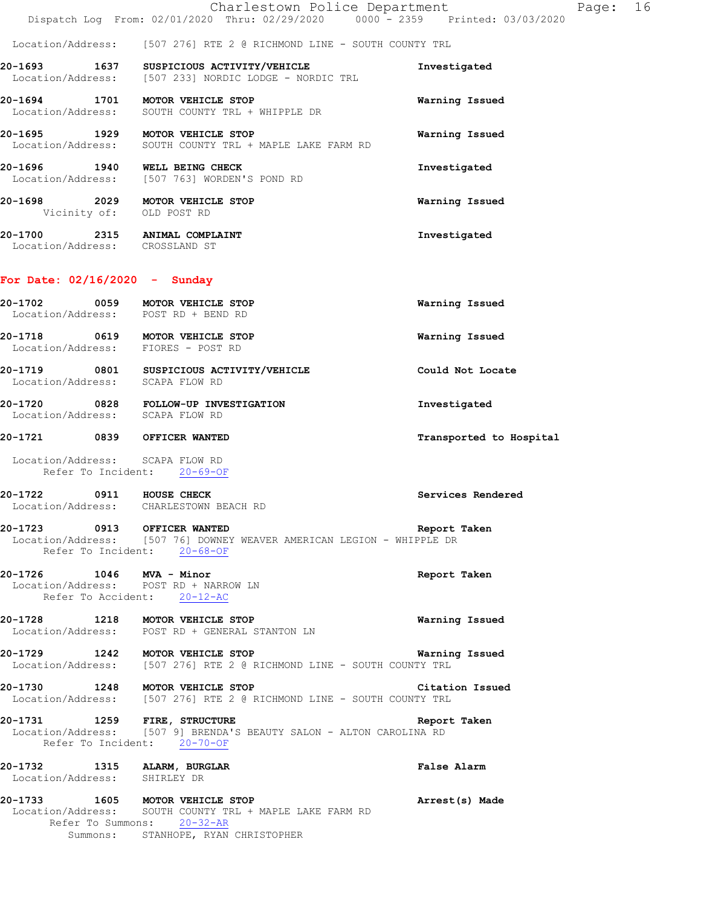Location/Address: [507 276] RTE 2 @ RICHMOND LINE - SOUTH COUNTY TRL

**20-1693 1637 SUSPICIOUS ACTIVITY/VEHICLE** Investigated
Location/Address: [507 233] NORDIC LODGE - NORDIC TRL

**20-1694 1701 MOTOR VEHICLE STOP** Warning Issued
Location/Address: SOUTH COUNTY TRL + WHIPPLE DR

**20-1695 1929 MOTOR VEHICLE STOP** Warning Issued
Location/Address: SOUTH COUNTY TRL + MAPLE LAKE FARM RD

**20-1696 1940 WELL BEING CHECK** Investigated
Location/Address: [507 763] WORDEN'S POND RD

**20-1698 2029 MOTOR VEHICLE STOP** Warning Issued
Vicinity of: OLD POST RD

**20-1700 2315 ANIMAL COMPLAINT** Investigated
Location/Address: CROSSLAND ST

## For Date: 02/16/2020 - Sunday

**20-1702 0059 MOTOR VEHICLE STOP** Warning Issued
Location/Address: POST RD + BEND RD

**20-1718 0619 MOTOR VEHICLE STOP** Warning Issued
Location/Address: FIORES - POST RD

**20-1719 0801 SUSPICIOUS ACTIVITY/VEHICLE** Could Not Locate
Location/Address: SCAPA FLOW RD

**20-1720 0828 FOLLOW-UP INVESTIGATION** Investigated
Location/Address: SCAPA FLOW RD

**20-1721 0839 OFFICER WANTED** Transported to Hospital
Location/Address: SCAPA FLOW RD
Refer To Incident: 20-69-OF

**20-1722 0911 HOUSE CHECK** Services Rendered
Location/Address: CHARLESTOWN BEACH RD

**20-1723 0913 OFFICER WANTED** Report Taken
Location/Address: [507 76] DOWNEY WEAVER AMERICAN LEGION - WHIPPLE DR
Refer To Incident: 20-68-OF

**20-1726 1046 MVA - Minor** Report Taken
Location/Address: POST RD + NARROW LN
Refer To Accident: 20-12-AC

**20-1728 1218 MOTOR VEHICLE STOP** Warning Issued
Location/Address: POST RD + GENERAL STANTON LN

**20-1729 1242 MOTOR VEHICLE STOP** Warning Issued
Location/Address: [507 276] RTE 2 @ RICHMOND LINE - SOUTH COUNTY TRL

**20-1730 1248 MOTOR VEHICLE STOP** Citation Issued
Location/Address: [507 276] RTE 2 @ RICHMOND LINE - SOUTH COUNTY TRL

**20-1731 1259 FIRE, STRUCTURE** Report Taken
Location/Address: [507 9] BRENDA'S BEAUTY SALON - ALTON CAROLINA RD
Refer To Incident: 20-70-OF

**20-1732 1315 ALARM, BURGLAR** False Alarm
Location/Address: SHIRLEY DR

**20-1733 1605 MOTOR VEHICLE STOP** Arrest(s) Made
Location/Address: SOUTH COUNTY TRL + MAPLE LAKE FARM RD
Refer To Summons: 20-32-AR
Summons: STANHOPE, RYAN CHRISTOPHER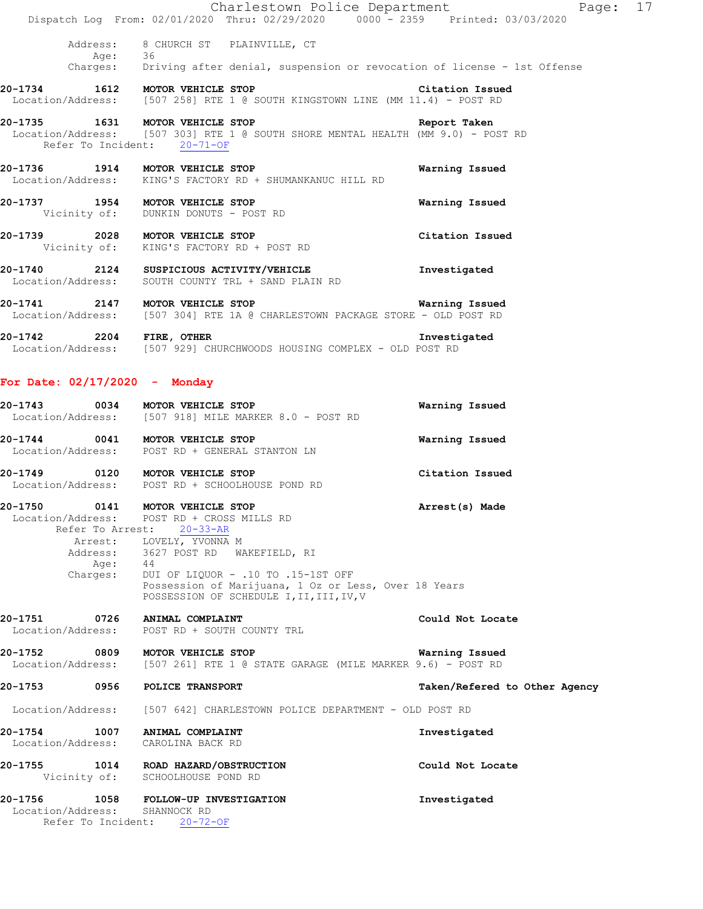Address: 8 CHURCH ST PLAINVILLE, CT
Age: 36
Charges: Driving after denial, suspension or revocation of license - 1st Offense

**20-1734 1612 MOTOR VEHICLE STOP** — **Citation Issued**
Location/Address: [507 258] RTE 1 @ SOUTH KINGSTOWN LINE (MM 11.4) - POST RD

**20-1735 1631 MOTOR VEHICLE STOP** — **Report Taken**
Location/Address: [507 303] RTE 1 @ SOUTH SHORE MENTAL HEALTH (MM 9.0) - POST RD
Refer To Incident: 20-71-OF

**20-1736 1914 MOTOR VEHICLE STOP** — **Warning Issued**
Location/Address: KING'S FACTORY RD + SHUMANKANUC HILL RD

**20-1737 1954 MOTOR VEHICLE STOP** — **Warning Issued**
Vicinity of: DUNKIN DONUTS - POST RD

**20-1739 2028 MOTOR VEHICLE STOP** — **Citation Issued**
Vicinity of: KING'S FACTORY RD + POST RD

**20-1740 2124 SUSPICIOUS ACTIVITY/VEHICLE** — **Investigated**
Location/Address: SOUTH COUNTY TRL + SAND PLAIN RD

**20-1741 2147 MOTOR VEHICLE STOP** — **Warning Issued**
Location/Address: [507 304] RTE 1A @ CHARLESTOWN PACKAGE STORE - OLD POST RD

**20-1742 2204 FIRE, OTHER** — **Investigated**
Location/Address: [507 929] CHURCHWOODS HOUSING COMPLEX - OLD POST RD

## For Date: 02/17/2020 - Monday

**20-1743 0034 MOTOR VEHICLE STOP** — **Warning Issued**
Location/Address: [507 918] MILE MARKER 8.0 - POST RD

**20-1744 0041 MOTOR VEHICLE STOP** — **Warning Issued**
Location/Address: POST RD + GENERAL STANTON LN

**20-1749 0120 MOTOR VEHICLE STOP** — **Citation Issued**
Location/Address: POST RD + SCHOOLHOUSE POND RD

**20-1750 0141 MOTOR VEHICLE STOP** — **Arrest(s) Made**
Location/Address: POST RD + CROSS MILLS RD
Refer To Arrest: 20-33-AR
Arrest: LOVELY, YVONNA M
Address: 3627 POST RD WAKEFIELD, RI
Age: 44
Charges: DUI OF LIQUOR - .10 TO .15-1ST OFF
Possession of Marijuana, 1 Oz or Less, Over 18 Years
POSSESSION OF SCHEDULE I,II,III,IV,V

**20-1751 0726 ANIMAL COMPLAINT** — **Could Not Locate**
Location/Address: POST RD + SOUTH COUNTY TRL

**20-1752 0809 MOTOR VEHICLE STOP** — **Warning Issued**
Location/Address: [507 261] RTE 1 @ STATE GARAGE (MILE MARKER 9.6) - POST RD

**20-1753 0956 POLICE TRANSPORT** — **Taken/Refered to Other Agency**
Location/Address: [507 642] CHARLESTOWN POLICE DEPARTMENT - OLD POST RD

**20-1754 1007 ANIMAL COMPLAINT** — **Investigated**
Location/Address: CAROLINA BACK RD

**20-1755 1014 ROAD HAZARD/OBSTRUCTION** — **Could Not Locate**
Vicinity of: SCHOOLHOUSE POND RD

**20-1756 1058 FOLLOW-UP INVESTIGATION** — **Investigated**
Location/Address: SHANNOCK RD
Refer To Incident: 20-72-OF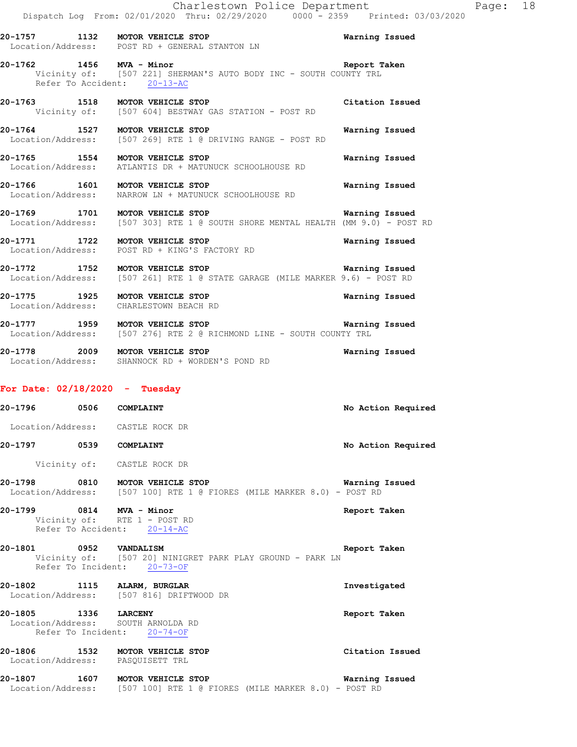**20-1757 1132 MOTOR VEHICLE STOP** — Warning Issued
Location/Address: POST RD + GENERAL STANTON LN

**20-1762 1456 MVA - Minor** — Report Taken
Vicinity of: [507 221] SHERMAN'S AUTO BODY INC - SOUTH COUNTY TRL
Refer To Accident: 20-13-AC

**20-1763 1518 MOTOR VEHICLE STOP** — Citation Issued
Vicinity of: [507 604] BESTWAY GAS STATION - POST RD

**20-1764 1527 MOTOR VEHICLE STOP** — Warning Issued
Location/Address: [507 269] RTE 1 @ DRIVING RANGE - POST RD

**20-1765 1554 MOTOR VEHICLE STOP** — Warning Issued
Location/Address: ATLANTIS DR + MATUNUCK SCHOOLHOUSE RD

**20-1766 1601 MOTOR VEHICLE STOP** — Warning Issued
Location/Address: NARROW LN + MATUNUCK SCHOOLHOUSE RD

**20-1769 1701 MOTOR VEHICLE STOP** — Warning Issued
Location/Address: [507 303] RTE 1 @ SOUTH SHORE MENTAL HEALTH (MM 9.0) - POST RD

**20-1771 1722 MOTOR VEHICLE STOP** — Warning Issued
Location/Address: POST RD + KING'S FACTORY RD

**20-1772 1752 MOTOR VEHICLE STOP** — Warning Issued
Location/Address: [507 261] RTE 1 @ STATE GARAGE (MILE MARKER 9.6) - POST RD

**20-1775 1925 MOTOR VEHICLE STOP** — Warning Issued
Location/Address: CHARLESTOWN BEACH RD

**20-1777 1959 MOTOR VEHICLE STOP** — Warning Issued
Location/Address: [507 276] RTE 2 @ RICHMOND LINE - SOUTH COUNTY TRL

**20-1778 2009 MOTOR VEHICLE STOP** — Warning Issued
Location/Address: SHANNOCK RD + WORDEN'S POND RD

## For Date: 02/18/2020 - Tuesday

**20-1796 0506 COMPLAINT** — No Action Required
Location/Address: CASTLE ROCK DR

**20-1797 0539 COMPLAINT** — No Action Required
Vicinity of: CASTLE ROCK DR

**20-1798 0810 MOTOR VEHICLE STOP** — Warning Issued
Location/Address: [507 100] RTE 1 @ FIORES (MILE MARKER 8.0) - POST RD

**20-1799 0814 MVA - Minor** — Report Taken
Vicinity of: RTE 1 - POST RD
Refer To Accident: 20-14-AC

**20-1801 0952 VANDALISM** — Report Taken
Vicinity of: [507 20] NINIGRET PARK PLAY GROUND - PARK LN
Refer To Incident: 20-73-OF

**20-1802 1115 ALARM, BURGLAR** — Investigated
Location/Address: [507 816] DRIFTWOOD DR

**20-1805 1336 LARCENY** — Report Taken
Location/Address: SOUTH ARNOLDA RD
Refer To Incident: 20-74-OF

**20-1806 1532 MOTOR VEHICLE STOP** — Citation Issued
Location/Address: PASQUISETT TRL

**20-1807 1607 MOTOR VEHICLE STOP** — Warning Issued
Location/Address: [507 100] RTE 1 @ FIORES (MILE MARKER 8.0) - POST RD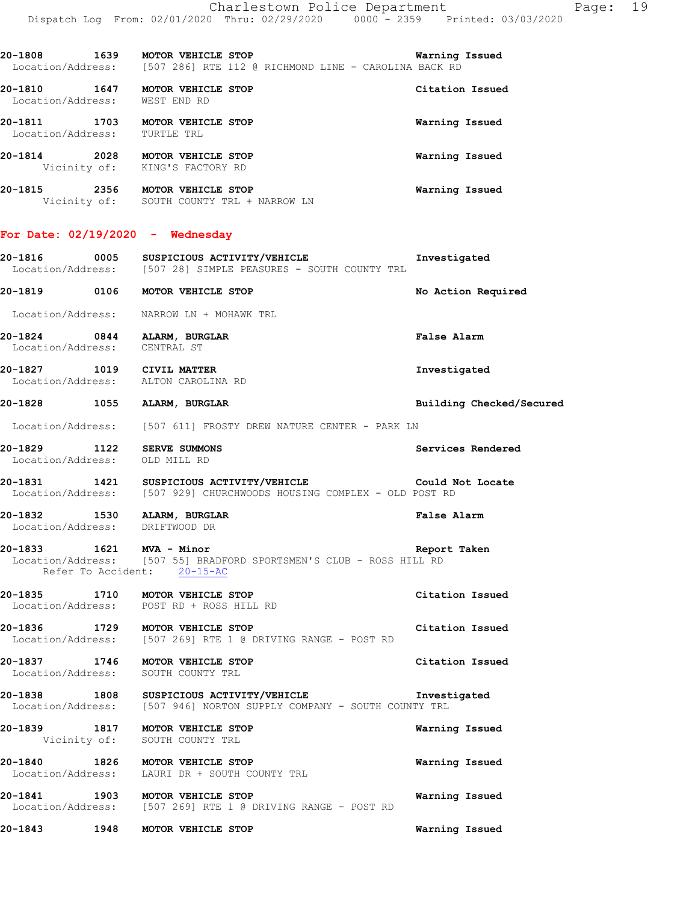20-1808 1639 **MOTOR VEHICLE STOP** **Warning Issued**
Location/Address: [507 286] RTE 112 @ RICHMOND LINE - CAROLINA BACK RD

20-1810 1647 **MOTOR VEHICLE STOP** **Citation Issued**
Location/Address: WEST END RD

20-1811 1703 **MOTOR VEHICLE STOP** **Warning Issued**
Location/Address: TURTLE TRL

20-1814 2028 **MOTOR VEHICLE STOP** **Warning Issued**
Vicinity of: KING'S FACTORY RD

20-1815 2356 **MOTOR VEHICLE STOP** **Warning Issued**
Vicinity of: SOUTH COUNTY TRL + NARROW LN

## For Date: 02/19/2020 - Wednesday

20-1816 0005 **SUSPICIOUS ACTIVITY/VEHICLE** **Investigated**
Location/Address: [507 28] SIMPLE PEASURES - SOUTH COUNTY TRL

20-1819 0106 **MOTOR VEHICLE STOP** **No Action Required**
Location/Address: NARROW LN + MOHAWK TRL

20-1824 0844 **ALARM, BURGLAR** **False Alarm**
Location/Address: CENTRAL ST

20-1827 1019 **CIVIL MATTER** **Investigated**
Location/Address: ALTON CAROLINA RD

20-1828 1055 **ALARM, BURGLAR** **Building Checked/Secured**
Location/Address: [507 611] FROSTY DREW NATURE CENTER - PARK LN

20-1829 1122 **SERVE SUMMONS** **Services Rendered**
Location/Address: OLD MILL RD

20-1831 1421 **SUSPICIOUS ACTIVITY/VEHICLE** **Could Not Locate**
Location/Address: [507 929] CHURCHWOODS HOUSING COMPLEX - OLD POST RD

20-1832 1530 **ALARM, BURGLAR** **False Alarm**
Location/Address: DRIFTWOOD DR

20-1833 1621 **MVA - Minor** **Report Taken**
Location/Address: [507 55] BRADFORD SPORTSMEN'S CLUB - ROSS HILL RD
Refer To Accident: 20-15-AC

20-1835 1710 **MOTOR VEHICLE STOP** **Citation Issued**
Location/Address: POST RD + ROSS HILL RD

20-1836 1729 **MOTOR VEHICLE STOP** **Citation Issued**
Location/Address: [507 269] RTE 1 @ DRIVING RANGE - POST RD

20-1837 1746 **MOTOR VEHICLE STOP** **Citation Issued**
Location/Address: SOUTH COUNTY TRL

20-1838 1808 **SUSPICIOUS ACTIVITY/VEHICLE** **Investigated**
Location/Address: [507 946] NORTON SUPPLY COMPANY - SOUTH COUNTY TRL

20-1839 1817 **MOTOR VEHICLE STOP** **Warning Issued**
Vicinity of: SOUTH COUNTY TRL

20-1840 1826 **MOTOR VEHICLE STOP** **Warning Issued**
Location/Address: LAURI DR + SOUTH COUNTY TRL

20-1841 1903 **MOTOR VEHICLE STOP** **Warning Issued**
Location/Address: [507 269] RTE 1 @ DRIVING RANGE - POST RD

20-1843 1948 **MOTOR VEHICLE STOP** **Warning Issued**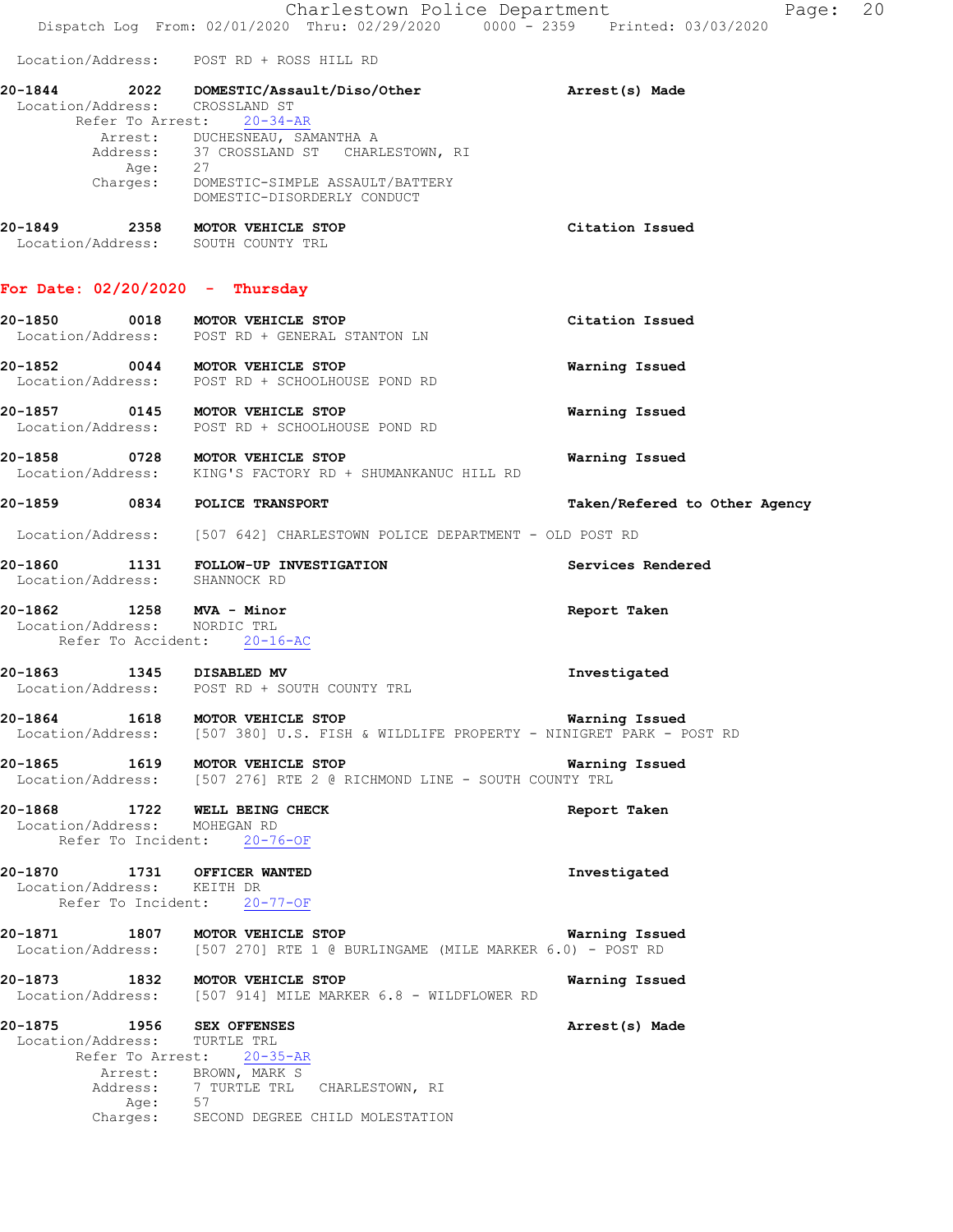Location/Address: POST RD + ROSS HILL RD

**20-1844 2022 DOMESTIC/Assault/Diso/Other** — **Arrest(s) Made**
Location/Address: CROSSLAND ST
Refer To Arrest: 20-34-AR
Arrest: DUCHESNEAU, SAMANTHA A
Address: 37 CROSSLAND ST CHARLESTOWN, RI
Age: 27
Charges: DOMESTIC-SIMPLE ASSAULT/BATTERY
DOMESTIC-DISORDERLY CONDUCT

**20-1849 2358 MOTOR VEHICLE STOP** — **Citation Issued**
Location/Address: SOUTH COUNTY TRL

## For Date: 02/20/2020 - Thursday

**20-1850 0018 MOTOR VEHICLE STOP** — **Citation Issued**
Location/Address: POST RD + GENERAL STANTON LN

**20-1852 0044 MOTOR VEHICLE STOP** — **Warning Issued**
Location/Address: POST RD + SCHOOLHOUSE POND RD

**20-1857 0145 MOTOR VEHICLE STOP** — **Warning Issued**
Location/Address: POST RD + SCHOOLHOUSE POND RD

**20-1858 0728 MOTOR VEHICLE STOP** — **Warning Issued**
Location/Address: KING'S FACTORY RD + SHUMANKANUC HILL RD

**20-1859 0834 POLICE TRANSPORT** — **Taken/Refered to Other Agency**
Location/Address: [507 642] CHARLESTOWN POLICE DEPARTMENT - OLD POST RD

**20-1860 1131 FOLLOW-UP INVESTIGATION** — **Services Rendered**
Location/Address: SHANNOCK RD

**20-1862 1258 MVA - Minor** — **Report Taken**
Location/Address: NORDIC TRL
Refer To Accident: 20-16-AC

**20-1863 1345 DISABLED MV** — **Investigated**
Location/Address: POST RD + SOUTH COUNTY TRL

**20-1864 1618 MOTOR VEHICLE STOP** — **Warning Issued**
Location/Address: [507 380] U.S. FISH & WILDLIFE PROPERTY - NINIGRET PARK - POST RD

**20-1865 1619 MOTOR VEHICLE STOP** — **Warning Issued**
Location/Address: [507 276] RTE 2 @ RICHMOND LINE - SOUTH COUNTY TRL

**20-1868 1722 WELL BEING CHECK** — **Report Taken**
Location/Address: MOHEGAN RD
Refer To Incident: 20-76-OF

**20-1870 1731 OFFICER WANTED** — **Investigated**
Location/Address: KEITH DR
Refer To Incident: 20-77-OF

**20-1871 1807 MOTOR VEHICLE STOP** — **Warning Issued**
Location/Address: [507 270] RTE 1 @ BURLINGAME (MILE MARKER 6.0) - POST RD

**20-1873 1832 MOTOR VEHICLE STOP** — **Warning Issued**
Location/Address: [507 914] MILE MARKER 6.8 - WILDFLOWER RD

**20-1875 1956 SEX OFFENSES** — **Arrest(s) Made**
Location/Address: TURTLE TRL
Refer To Arrest: 20-35-AR
Arrest: BROWN, MARK S
Address: 7 TURTLE TRL CHARLESTOWN, RI
Age: 57
Charges: SECOND DEGREE CHILD MOLESTATION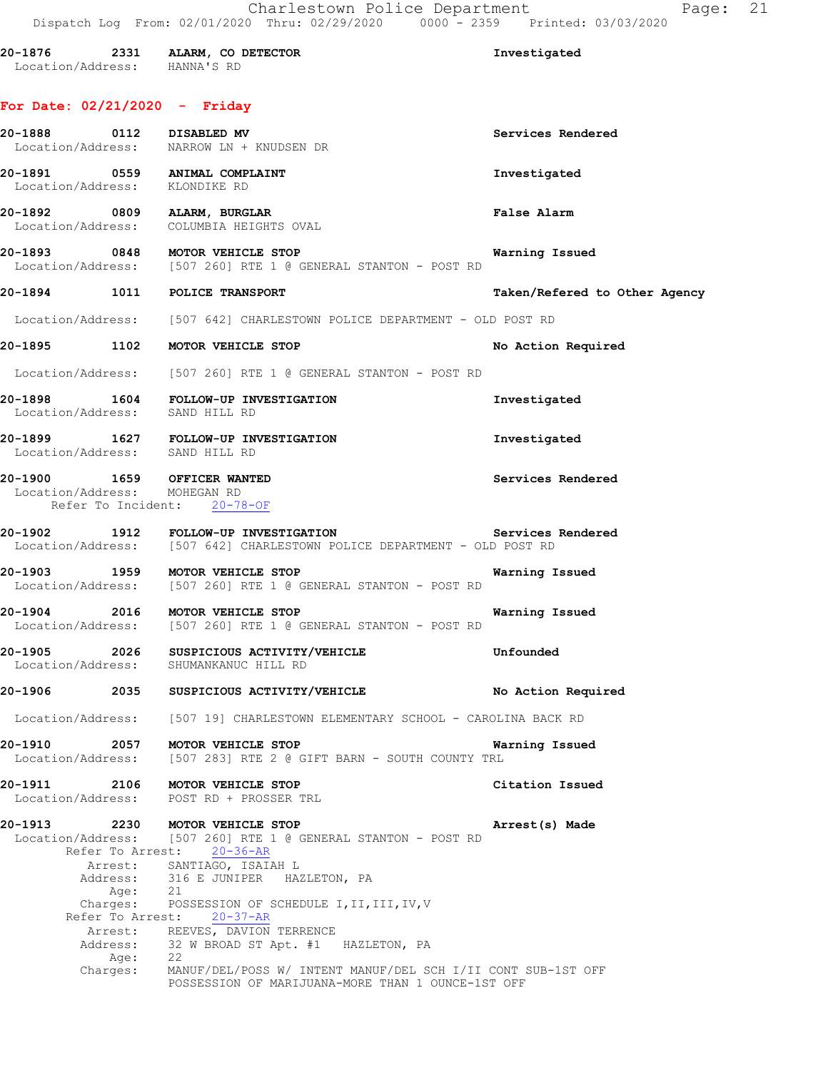20-1876 2331 **ALARM, CO DETECTOR** Investigated
Location/Address: HANNA'S RD

## For Date: 02/21/2020 - Friday

20-1888 0112 **DISABLED MV** Services Rendered
Location/Address: NARROW LN + KNUDSEN DR

20-1891 0559 **ANIMAL COMPLAINT** Investigated
Location/Address: KLONDIKE RD

20-1892 0809 **ALARM, BURGLAR** False Alarm
Location/Address: COLUMBIA HEIGHTS OVAL

20-1893 0848 **MOTOR VEHICLE STOP** Warning Issued
Location/Address: [507 260] RTE 1 @ GENERAL STANTON - POST RD

20-1894 1011 **POLICE TRANSPORT** Taken/Refered to Other Agency
Location/Address: [507 642] CHARLESTOWN POLICE DEPARTMENT - OLD POST RD

20-1895 1102 **MOTOR VEHICLE STOP** No Action Required
Location/Address: [507 260] RTE 1 @ GENERAL STANTON - POST RD

20-1898 1604 **FOLLOW-UP INVESTIGATION** Investigated
Location/Address: SAND HILL RD

20-1899 1627 **FOLLOW-UP INVESTIGATION** Investigated
Location/Address: SAND HILL RD

20-1900 1659 **OFFICER WANTED** Services Rendered
Location/Address: MOHEGAN RD
Refer To Incident: 20-78-OF

20-1902 1912 **FOLLOW-UP INVESTIGATION** Services Rendered
Location/Address: [507 642] CHARLESTOWN POLICE DEPARTMENT - OLD POST RD

20-1903 1959 **MOTOR VEHICLE STOP** Warning Issued
Location/Address: [507 260] RTE 1 @ GENERAL STANTON - POST RD

20-1904 2016 **MOTOR VEHICLE STOP** Warning Issued
Location/Address: [507 260] RTE 1 @ GENERAL STANTON - POST RD

20-1905 2026 **SUSPICIOUS ACTIVITY/VEHICLE** Unfounded
Location/Address: SHUMANKANUC HILL RD

20-1906 2035 **SUSPICIOUS ACTIVITY/VEHICLE** No Action Required
Location/Address: [507 19] CHARLESTOWN ELEMENTARY SCHOOL - CAROLINA BACK RD

20-1910 2057 **MOTOR VEHICLE STOP** Warning Issued
Location/Address: [507 283] RTE 2 @ GIFT BARN - SOUTH COUNTY TRL

20-1911 2106 **MOTOR VEHICLE STOP** Citation Issued
Location/Address: POST RD + PROSSER TRL

20-1913 2230 **MOTOR VEHICLE STOP** Arrest(s) Made
Location/Address: [507 260] RTE 1 @ GENERAL STANTON - POST RD
Refer To Arrest: 20-36-AR
Arrest: SANTIAGO, ISAIAH L
Address: 316 E JUNIPER HAZLETON, PA
Age: 21
Charges: POSSESSION OF SCHEDULE I,II,III,IV,V
Refer To Arrest: 20-37-AR
Arrest: REEVES, DAVION TERRENCE
Address: 32 W BROAD ST Apt. #1 HAZLETON, PA
Age: 22
Charges: MANUF/DEL/POSS W/ INTENT MANUF/DEL SCH I/II CONT SUB-1ST OFF
POSSESSION OF MARIJUANA-MORE THAN 1 OUNCE-1ST OFF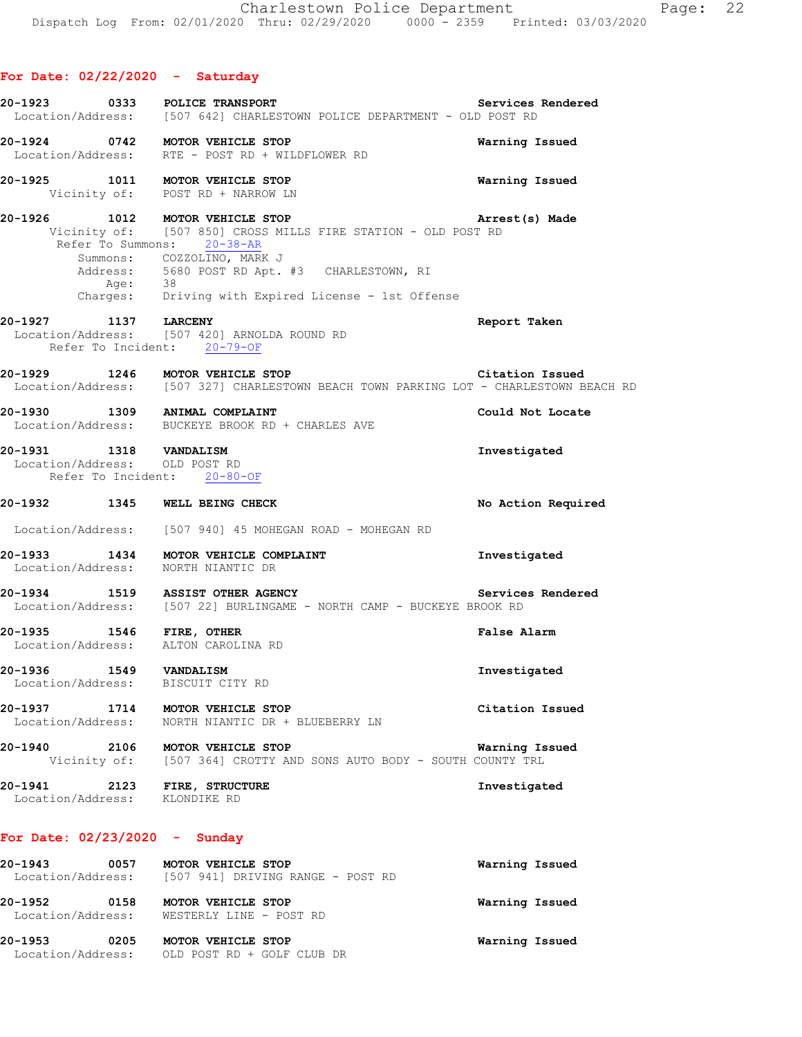## For Date: 02/22/2020 - Saturday

**20-1923 0333 POLICE TRANSPORT** — Services Rendered
Location/Address: [507 642] CHARLESTOWN POLICE DEPARTMENT - OLD POST RD

**20-1924 0742 MOTOR VEHICLE STOP** — Warning Issued
Location/Address: RTE - POST RD + WILDFLOWER RD

**20-1925 1011 MOTOR VEHICLE STOP** — Warning Issued
Vicinity of: POST RD + NARROW LN

**20-1926 1012 MOTOR VEHICLE STOP** — Arrest(s) Made
Vicinity of: [507 850] CROSS MILLS FIRE STATION - OLD POST RD
Refer To Summons: 20-38-AR
Summons: COZZOLINO, MARK J
Address: 5680 POST RD Apt. #3 CHARLESTOWN, RI
Age: 38
Charges: Driving with Expired License - 1st Offense

**20-1927 1137 LARCENY** — Report Taken
Location/Address: [507 420] ARNOLDA ROUND RD
Refer To Incident: 20-79-OF

**20-1929 1246 MOTOR VEHICLE STOP** — Citation Issued
Location/Address: [507 327] CHARLESTOWN BEACH TOWN PARKING LOT - CHARLESTOWN BEACH RD

**20-1930 1309 ANIMAL COMPLAINT** — Could Not Locate
Location/Address: BUCKEYE BROOK RD + CHARLES AVE

**20-1931 1318 VANDALISM** — Investigated
Location/Address: OLD POST RD
Refer To Incident: 20-80-OF

**20-1932 1345 WELL BEING CHECK** — No Action Required
Location/Address: [507 940] 45 MOHEGAN ROAD - MOHEGAN RD

**20-1933 1434 MOTOR VEHICLE COMPLAINT** — Investigated
Location/Address: NORTH NIANTIC DR

**20-1934 1519 ASSIST OTHER AGENCY** — Services Rendered
Location/Address: [507 22] BURLINGAME - NORTH CAMP - BUCKEYE BROOK RD

**20-1935 1546 FIRE, OTHER** — False Alarm
Location/Address: ALTON CAROLINA RD

**20-1936 1549 VANDALISM** — Investigated
Location/Address: BISCUIT CITY RD

**20-1937 1714 MOTOR VEHICLE STOP** — Citation Issued
Location/Address: NORTH NIANTIC DR + BLUEBERRY LN

**20-1940 2106 MOTOR VEHICLE STOP** — Warning Issued
Vicinity of: [507 364] CROTTY AND SONS AUTO BODY - SOUTH COUNTY TRL

**20-1941 2123 FIRE, STRUCTURE** — Investigated
Location/Address: KLONDIKE RD

## For Date: 02/23/2020 - Sunday

**20-1943 0057 MOTOR VEHICLE STOP** — Warning Issued
Location/Address: [507 941] DRIVING RANGE - POST RD

**20-1952 0158 MOTOR VEHICLE STOP** — Warning Issued
Location/Address: WESTERLY LINE - POST RD

**20-1953 0205 MOTOR VEHICLE STOP** — Warning Issued
Location/Address: OLD POST RD + GOLF CLUB DR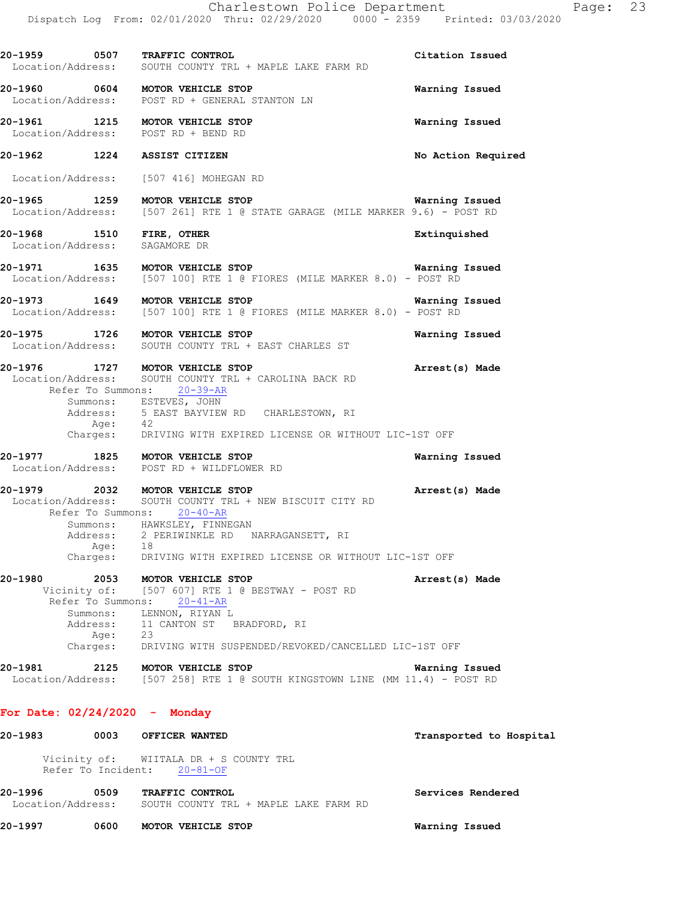**20-1959 0507 TRAFFIC CONTROL** — Citation Issued
Location/Address: SOUTH COUNTY TRL + MAPLE LAKE FARM RD

**20-1960 0604 MOTOR VEHICLE STOP** — Warning Issued
Location/Address: POST RD + GENERAL STANTON LN

**20-1961 1215 MOTOR VEHICLE STOP** — Warning Issued
Location/Address: POST RD + BEND RD

**20-1962 1224 ASSIST CITIZEN** — No Action Required
Location/Address: [507 416] MOHEGAN RD

**20-1965 1259 MOTOR VEHICLE STOP** — Warning Issued
Location/Address: [507 261] RTE 1 @ STATE GARAGE (MILE MARKER 9.6) - POST RD

**20-1968 1510 FIRE, OTHER** — Extinquished
Location/Address: SAGAMORE DR

**20-1971 1635 MOTOR VEHICLE STOP** — Warning Issued
Location/Address: [507 100] RTE 1 @ FIORES (MILE MARKER 8.0) - POST RD

**20-1973 1649 MOTOR VEHICLE STOP** — Warning Issued
Location/Address: [507 100] RTE 1 @ FIORES (MILE MARKER 8.0) - POST RD

**20-1975 1726 MOTOR VEHICLE STOP** — Warning Issued
Location/Address: SOUTH COUNTY TRL + EAST CHARLES ST

**20-1976 1727 MOTOR VEHICLE STOP** — Arrest(s) Made
Location/Address: SOUTH COUNTY TRL + CAROLINA BACK RD
Refer To Summons: 20-39-AR
Summons: ESTEVES, JOHN
Address: 5 EAST BAYVIEW RD CHARLESTOWN, RI
Age: 42
Charges: DRIVING WITH EXPIRED LICENSE OR WITHOUT LIC-1ST OFF

**20-1977 1825 MOTOR VEHICLE STOP** — Warning Issued
Location/Address: POST RD + WILDFLOWER RD

**20-1979 2032 MOTOR VEHICLE STOP** — Arrest(s) Made
Location/Address: SOUTH COUNTY TRL + NEW BISCUIT CITY RD
Refer To Summons: 20-40-AR
Summons: HAWKSLEY, FINNEGAN
Address: 2 PERIWINKLE RD NARRAGANSETT, RI
Age: 18
Charges: DRIVING WITH EXPIRED LICENSE OR WITHOUT LIC-1ST OFF

**20-1980 2053 MOTOR VEHICLE STOP** — Arrest(s) Made
Vicinity of: [507 607] RTE 1 @ BESTWAY - POST RD
Refer To Summons: 20-41-AR
Summons: LENNON, RIYAN L
Address: 11 CANTON ST BRADFORD, RI
Age: 23
Charges: DRIVING WITH SUSPENDED/REVOKED/CANCELLED LIC-1ST OFF

**20-1981 2125 MOTOR VEHICLE STOP** — Warning Issued
Location/Address: [507 258] RTE 1 @ SOUTH KINGSTOWN LINE (MM 11.4) - POST RD

## For Date: 02/24/2020 - Monday

**20-1983 0003 OFFICER WANTED** — Transported to Hospital
Vicinity of: WIITALA DR + S COUNTY TRL
Refer To Incident: 20-81-OF

**20-1996 0509 TRAFFIC CONTROL** — Services Rendered
Location/Address: SOUTH COUNTY TRL + MAPLE LAKE FARM RD

**20-1997 0600 MOTOR VEHICLE STOP** — Warning Issued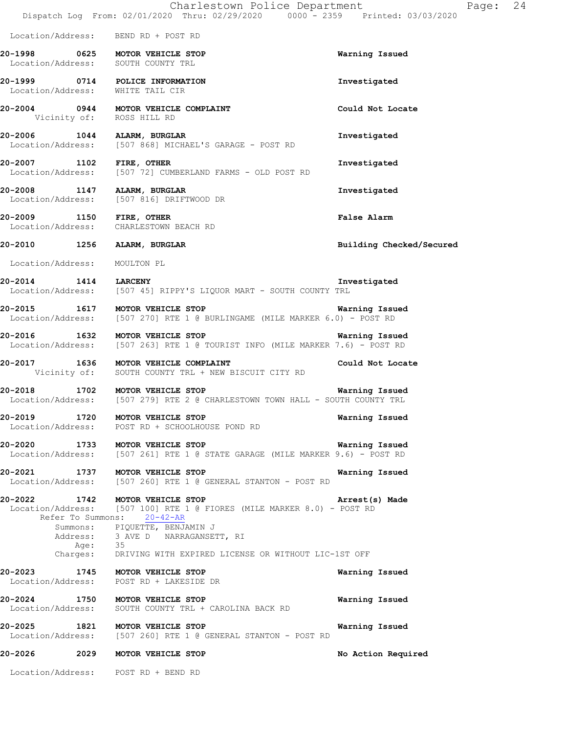Location/Address: BEND RD + POST RD

**20-1998 0625 MOTOR VEHICLE STOP** — **Warning Issued**
Location/Address: SOUTH COUNTY TRL

**20-1999 0714 POLICE INFORMATION** — **Investigated**
Location/Address: WHITE TAIL CIR

**20-2004 0944 MOTOR VEHICLE COMPLAINT** — **Could Not Locate**
Vicinity of: ROSS HILL RD

**20-2006 1044 ALARM, BURGLAR** — **Investigated**
Location/Address: [507 868] MICHAEL'S GARAGE - POST RD

**20-2007 1102 FIRE, OTHER** — **Investigated**
Location/Address: [507 72] CUMBERLAND FARMS - OLD POST RD

**20-2008 1147 ALARM, BURGLAR** — **Investigated**
Location/Address: [507 816] DRIFTWOOD DR

**20-2009 1150 FIRE, OTHER** — **False Alarm**
Location/Address: CHARLESTOWN BEACH RD

**20-2010 1256 ALARM, BURGLAR** — **Building Checked/Secured**
Location/Address: MOULTON PL

**20-2014 1414 LARCENY** — **Investigated**
Location/Address: [507 45] RIPPY'S LIQUOR MART - SOUTH COUNTY TRL

**20-2015 1617 MOTOR VEHICLE STOP** — **Warning Issued**
Location/Address: [507 270] RTE 1 @ BURLINGAME (MILE MARKER 6.0) - POST RD

**20-2016 1632 MOTOR VEHICLE STOP** — **Warning Issued**
Location/Address: [507 263] RTE 1 @ TOURIST INFO (MILE MARKER 7.6) - POST RD

**20-2017 1636 MOTOR VEHICLE COMPLAINT** — **Could Not Locate**
Vicinity of: SOUTH COUNTY TRL + NEW BISCUIT CITY RD

**20-2018 1702 MOTOR VEHICLE STOP** — **Warning Issued**
Location/Address: [507 279] RTE 2 @ CHARLESTOWN TOWN HALL - SOUTH COUNTY TRL

**20-2019 1720 MOTOR VEHICLE STOP** — **Warning Issued**
Location/Address: POST RD + SCHOOLHOUSE POND RD

**20-2020 1733 MOTOR VEHICLE STOP** — **Warning Issued**
Location/Address: [507 261] RTE 1 @ STATE GARAGE (MILE MARKER 9.6) - POST RD

**20-2021 1737 MOTOR VEHICLE STOP** — **Warning Issued**
Location/Address: [507 260] RTE 1 @ GENERAL STANTON - POST RD

**20-2022 1742 MOTOR VEHICLE STOP** — **Arrest(s) Made**
Location/Address: [507 100] RTE 1 @ FIORES (MILE MARKER 8.0) - POST RD
Refer To Summons: 20-42-AR
Summons: PIQUETTE, BENJAMIN J
Address: 3 AVE D NARRAGANSETT, RI
Age: 35
Charges: DRIVING WITH EXPIRED LICENSE OR WITHOUT LIC-1ST OFF

**20-2023 1745 MOTOR VEHICLE STOP** — **Warning Issued**
Location/Address: POST RD + LAKESIDE DR

**20-2024 1750 MOTOR VEHICLE STOP** — **Warning Issued**
Location/Address: SOUTH COUNTY TRL + CAROLINA BACK RD

**20-2025 1821 MOTOR VEHICLE STOP** — **Warning Issued**
Location/Address: [507 260] RTE 1 @ GENERAL STANTON - POST RD

**20-2026 2029 MOTOR VEHICLE STOP** — **No Action Required**
Location/Address: POST RD + BEND RD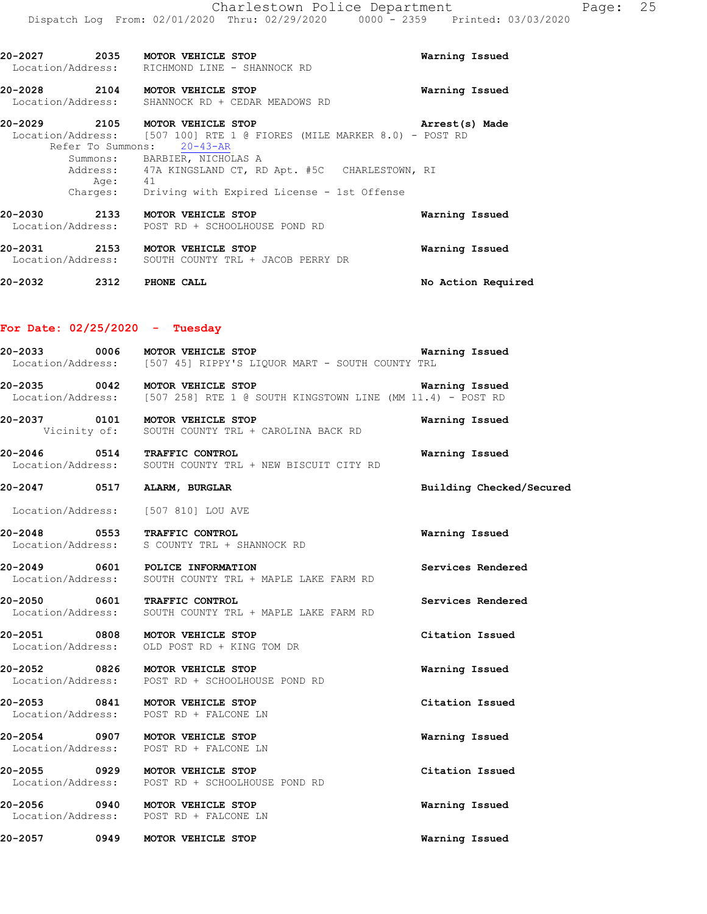20-2027 2035 **MOTOR VEHICLE STOP** **Warning Issued**
Location/Address: RICHMOND LINE - SHANNOCK RD

20-2028 2104 **MOTOR VEHICLE STOP** **Warning Issued**
Location/Address: SHANNOCK RD + CEDAR MEADOWS RD

20-2029 2105 **MOTOR VEHICLE STOP** **Arrest(s) Made**
Location/Address: [507 100] RTE 1 @ FIORES (MILE MARKER 8.0) - POST RD
Refer To Summons: 20-43-AR
Summons: BARBIER, NICHOLAS A
Address: 47A KINGSLAND CT, RD Apt. #5C CHARLESTOWN, RI
Age: 41
Charges: Driving with Expired License - 1st Offense

20-2030 2133 **MOTOR VEHICLE STOP** **Warning Issued**
Location/Address: POST RD + SCHOOLHOUSE POND RD

20-2031 2153 **MOTOR VEHICLE STOP** **Warning Issued**
Location/Address: SOUTH COUNTY TRL + JACOB PERRY DR

20-2032 2312 **PHONE CALL** **No Action Required**

## For Date: 02/25/2020 - Tuesday

20-2033 0006 **MOTOR VEHICLE STOP** **Warning Issued**
Location/Address: [507 45] RIPPY'S LIQUOR MART - SOUTH COUNTY TRL

20-2035 0042 **MOTOR VEHICLE STOP** **Warning Issued**
Location/Address: [507 258] RTE 1 @ SOUTH KINGSTOWN LINE (MM 11.4) - POST RD

20-2037 0101 **MOTOR VEHICLE STOP** **Warning Issued**
Vicinity of: SOUTH COUNTY TRL + CAROLINA BACK RD

20-2046 0514 **TRAFFIC CONTROL** **Warning Issued**
Location/Address: SOUTH COUNTY TRL + NEW BISCUIT CITY RD

20-2047 0517 **ALARM, BURGLAR** **Building Checked/Secured**
Location/Address: [507 810] LOU AVE

20-2048 0553 **TRAFFIC CONTROL** **Warning Issued**
Location/Address: S COUNTY TRL + SHANNOCK RD

20-2049 0601 **POLICE INFORMATION** **Services Rendered**
Location/Address: SOUTH COUNTY TRL + MAPLE LAKE FARM RD

20-2050 0601 **TRAFFIC CONTROL** **Services Rendered**
Location/Address: SOUTH COUNTY TRL + MAPLE LAKE FARM RD

20-2051 0808 **MOTOR VEHICLE STOP** **Citation Issued**
Location/Address: OLD POST RD + KING TOM DR

20-2052 0826 **MOTOR VEHICLE STOP** **Warning Issued**
Location/Address: POST RD + SCHOOLHOUSE POND RD

20-2053 0841 **MOTOR VEHICLE STOP** **Citation Issued**
Location/Address: POST RD + FALCONE LN

20-2054 0907 **MOTOR VEHICLE STOP** **Warning Issued**
Location/Address: POST RD + FALCONE LN

20-2055 0929 **MOTOR VEHICLE STOP** **Citation Issued**
Location/Address: POST RD + SCHOOLHOUSE POND RD

20-2056 0940 **MOTOR VEHICLE STOP** **Warning Issued**
Location/Address: POST RD + FALCONE LN

20-2057 0949 **MOTOR VEHICLE STOP** **Warning Issued**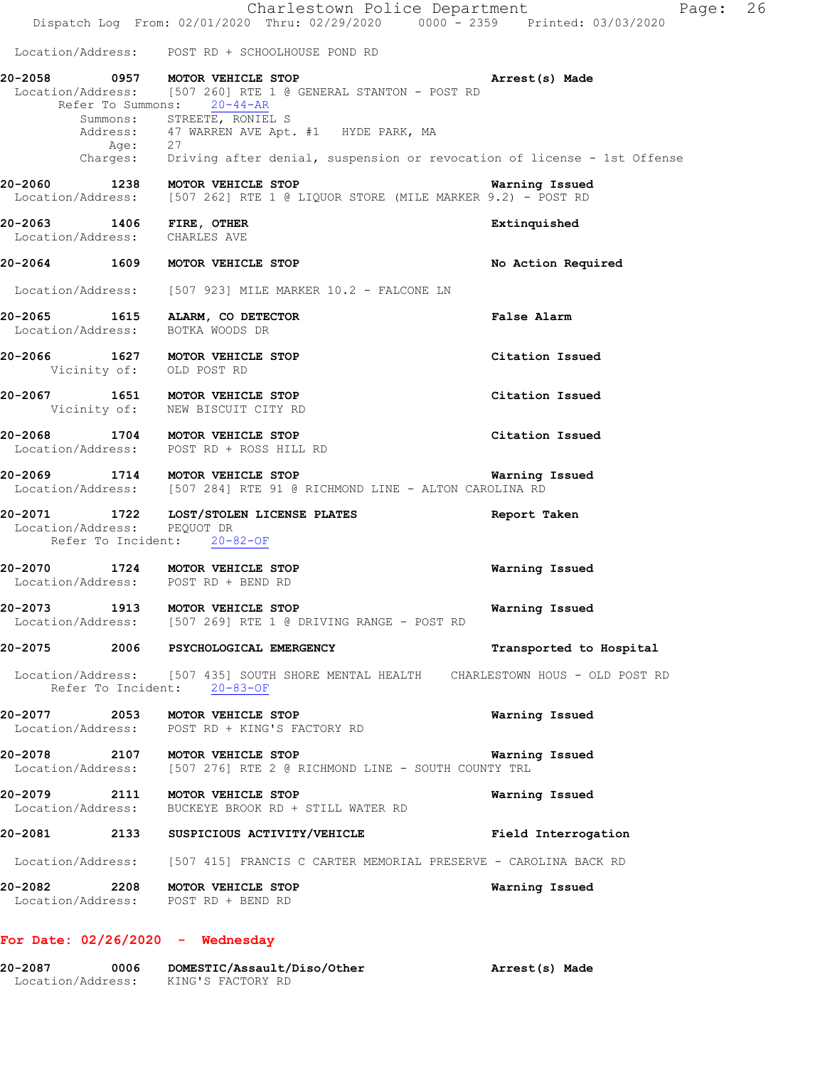Location/Address: POST RD + SCHOOLHOUSE POND RD

**20-2058 0957 MOTOR VEHICLE STOP** — **Arrest(s) Made**
Location/Address: [507 260] RTE 1 @ GENERAL STANTON - POST RD
Refer To Summons: 20-44-AR
Summons: STREETE, RONIEL S
Address: 47 WARREN AVE Apt. #1 HYDE PARK, MA
Age: 27
Charges: Driving after denial, suspension or revocation of license - 1st Offense

**20-2060 1238 MOTOR VEHICLE STOP** — **Warning Issued**
Location/Address: [507 262] RTE 1 @ LIQUOR STORE (MILE MARKER 9.2) - POST RD

**20-2063 1406 FIRE, OTHER** — **Extinquished**
Location/Address: CHARLES AVE

**20-2064 1609 MOTOR VEHICLE STOP** — **No Action Required**
Location/Address: [507 923] MILE MARKER 10.2 - FALCONE LN

**20-2065 1615 ALARM, CO DETECTOR** — **False Alarm**
Location/Address: BOTKA WOODS DR

**20-2066 1627 MOTOR VEHICLE STOP** — **Citation Issued**
Vicinity of: OLD POST RD

**20-2067 1651 MOTOR VEHICLE STOP** — **Citation Issued**
Vicinity of: NEW BISCUIT CITY RD

**20-2068 1704 MOTOR VEHICLE STOP** — **Citation Issued**
Location/Address: POST RD + ROSS HILL RD

**20-2069 1714 MOTOR VEHICLE STOP** — **Warning Issued**
Location/Address: [507 284] RTE 91 @ RICHMOND LINE - ALTON CAROLINA RD

**20-2071 1722 LOST/STOLEN LICENSE PLATES** — **Report Taken**
Location/Address: PEQUOT DR
Refer To Incident: 20-82-OF

**20-2070 1724 MOTOR VEHICLE STOP** — **Warning Issued**
Location/Address: POST RD + BEND RD

**20-2073 1913 MOTOR VEHICLE STOP** — **Warning Issued**
Location/Address: [507 269] RTE 1 @ DRIVING RANGE - POST RD

**20-2075 2006 PSYCHOLOGICAL EMERGENCY** — **Transported to Hospital**
Location/Address: [507 435] SOUTH SHORE MENTAL HEALTH CHARLESTOWN HOUS - OLD POST RD
Refer To Incident: 20-83-OF

**20-2077 2053 MOTOR VEHICLE STOP** — **Warning Issued**
Location/Address: POST RD + KING'S FACTORY RD

**20-2078 2107 MOTOR VEHICLE STOP** — **Warning Issued**
Location/Address: [507 276] RTE 2 @ RICHMOND LINE - SOUTH COUNTY TRL

**20-2079 2111 MOTOR VEHICLE STOP** — **Warning Issued**
Location/Address: BUCKEYE BROOK RD + STILL WATER RD

**20-2081 2133 SUSPICIOUS ACTIVITY/VEHICLE** — **Field Interrogation**
Location/Address: [507 415] FRANCIS C CARTER MEMORIAL PRESERVE - CAROLINA BACK RD

**20-2082 2208 MOTOR VEHICLE STOP** — **Warning Issued**
Location/Address: POST RD + BEND RD

## For Date: 02/26/2020 - Wednesday

**20-2087 0006 DOMESTIC/Assault/Diso/Other** — **Arrest(s) Made**
Location/Address: KING'S FACTORY RD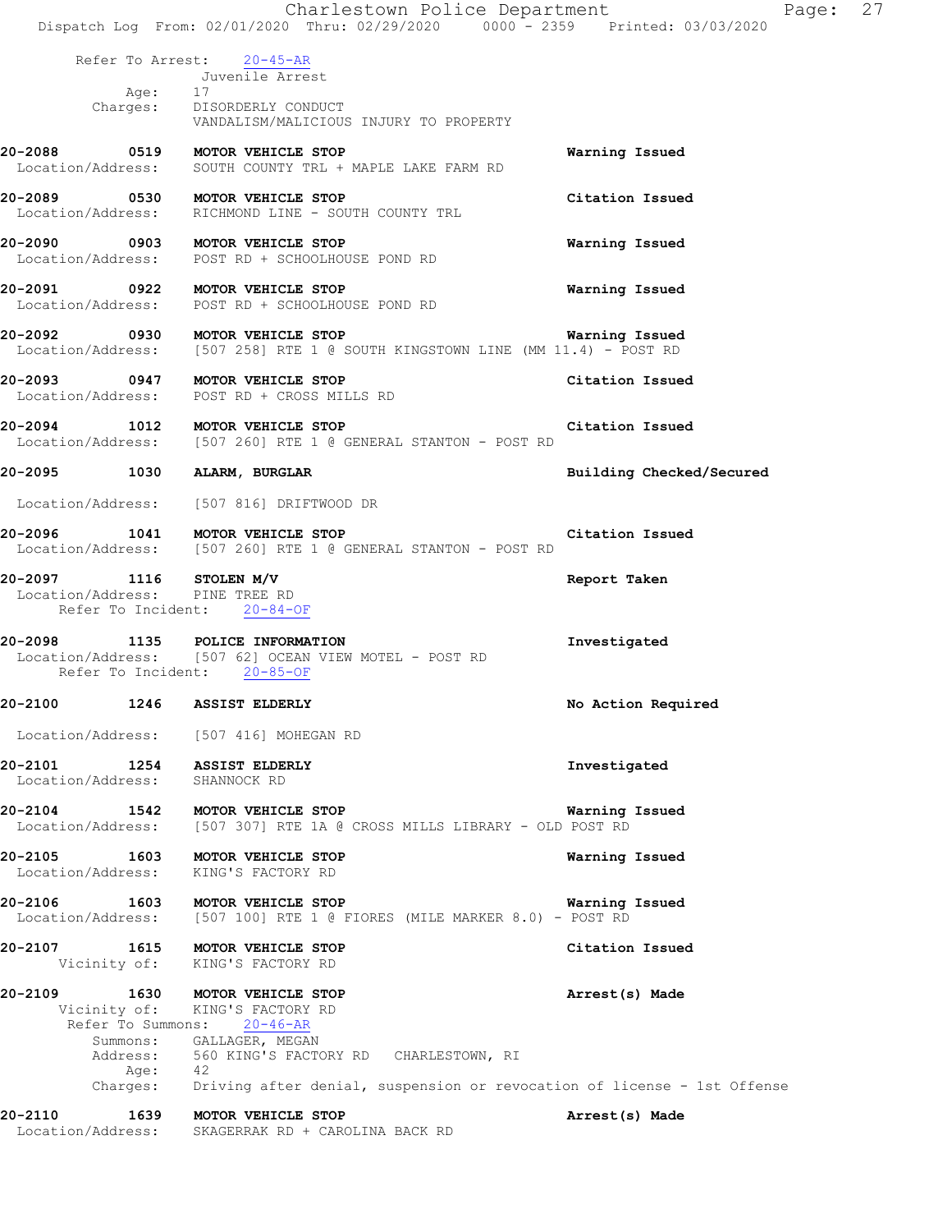Refer To Arrest: 20-45-AR
Juvenile Arrest
Age: 17
Charges: DISORDERLY CONDUCT
VANDALISM/MALICIOUS INJURY TO PROPERTY

**20-2088 0519 MOTOR VEHICLE STOP** — **Warning Issued**
Location/Address: SOUTH COUNTY TRL + MAPLE LAKE FARM RD

**20-2089 0530 MOTOR VEHICLE STOP** — **Citation Issued**
Location/Address: RICHMOND LINE - SOUTH COUNTY TRL

**20-2090 0903 MOTOR VEHICLE STOP** — **Warning Issued**
Location/Address: POST RD + SCHOOLHOUSE POND RD

**20-2091 0922 MOTOR VEHICLE STOP** — **Warning Issued**
Location/Address: POST RD + SCHOOLHOUSE POND RD

**20-2092 0930 MOTOR VEHICLE STOP** — **Warning Issued**
Location/Address: [507 258] RTE 1 @ SOUTH KINGSTOWN LINE (MM 11.4) - POST RD

**20-2093 0947 MOTOR VEHICLE STOP** — **Citation Issued**
Location/Address: POST RD + CROSS MILLS RD

**20-2094 1012 MOTOR VEHICLE STOP** — **Citation Issued**
Location/Address: [507 260] RTE 1 @ GENERAL STANTON - POST RD

**20-2095 1030 ALARM, BURGLAR** — **Building Checked/Secured**
Location/Address: [507 816] DRIFTWOOD DR

**20-2096 1041 MOTOR VEHICLE STOP** — **Citation Issued**
Location/Address: [507 260] RTE 1 @ GENERAL STANTON - POST RD

**20-2097 1116 STOLEN M/V** — **Report Taken**
Location/Address: PINE TREE RD
Refer To Incident: 20-84-OF

**20-2098 1135 POLICE INFORMATION** — **Investigated**
Location/Address: [507 62] OCEAN VIEW MOTEL - POST RD
Refer To Incident: 20-85-OF

**20-2100 1246 ASSIST ELDERLY** — **No Action Required**
Location/Address: [507 416] MOHEGAN RD

**20-2101 1254 ASSIST ELDERLY** — **Investigated**
Location/Address: SHANNOCK RD

**20-2104 1542 MOTOR VEHICLE STOP** — **Warning Issued**
Location/Address: [507 307] RTE 1A @ CROSS MILLS LIBRARY - OLD POST RD

**20-2105 1603 MOTOR VEHICLE STOP** — **Warning Issued**
Location/Address: KING'S FACTORY RD

**20-2106 1603 MOTOR VEHICLE STOP** — **Warning Issued**
Location/Address: [507 100] RTE 1 @ FIORES (MILE MARKER 8.0) - POST RD

**20-2107 1615 MOTOR VEHICLE STOP** — **Citation Issued**
Vicinity of: KING'S FACTORY RD

**20-2109 1630 MOTOR VEHICLE STOP** — **Arrest(s) Made**
Vicinity of: KING'S FACTORY RD
Refer To Summons: 20-46-AR
Summons: GALLAGER, MEGAN
Address: 560 KING'S FACTORY RD CHARLESTOWN, RI
Age: 42
Charges: Driving after denial, suspension or revocation of license - 1st Offense

**20-2110 1639 MOTOR VEHICLE STOP** — **Arrest(s) Made**
Location/Address: SKAGERRAK RD + CAROLINA BACK RD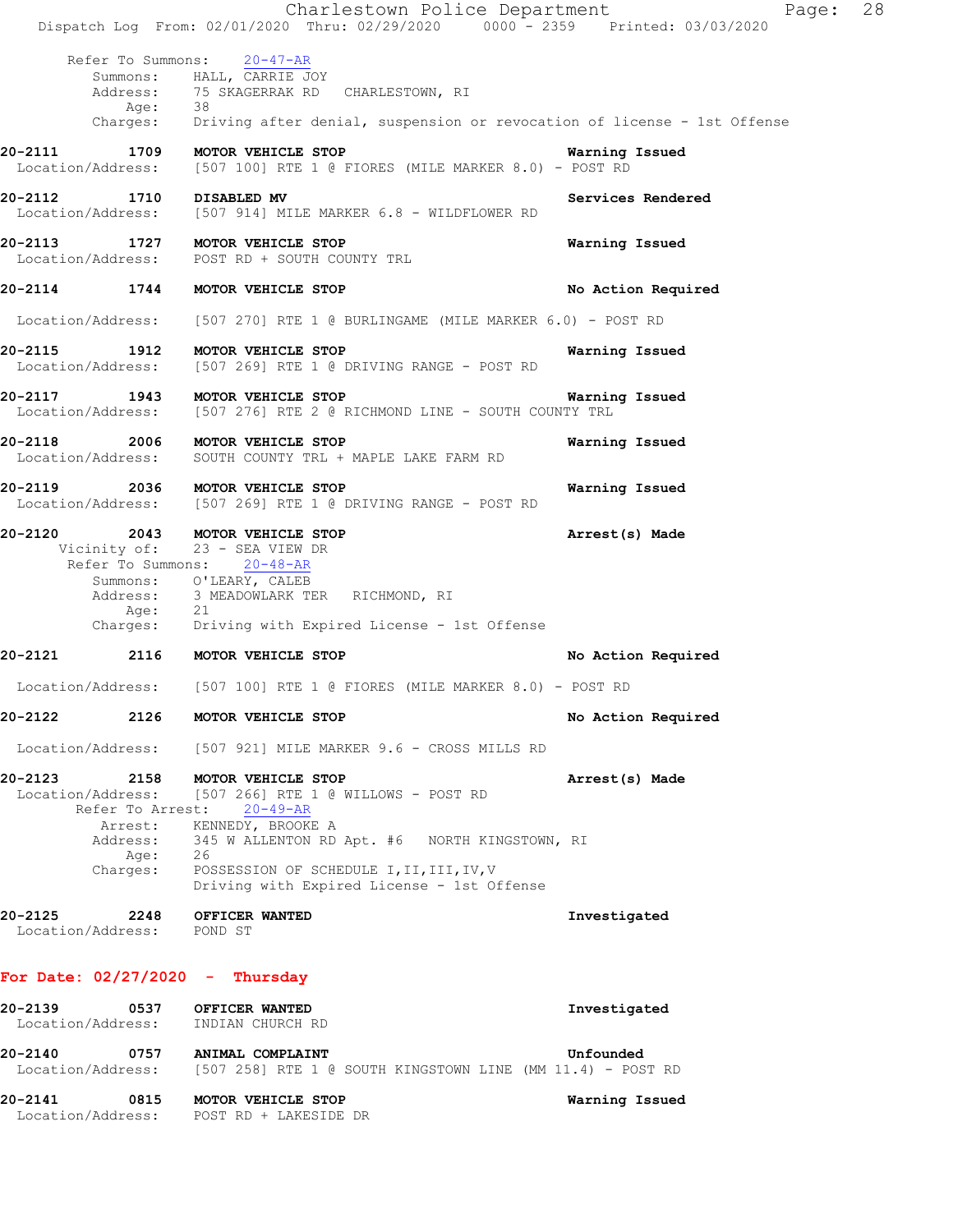Refer To Summons: 20-47-AR
Summons: HALL, CARRIE JOY
Address: 75 SKAGERRAK RD CHARLESTOWN, RI
Age: 38
Charges: Driving after denial, suspension or revocation of license - 1st Offense

**20-2111 1709 MOTOR VEHICLE STOP** — **Warning Issued**
Location/Address: [507 100] RTE 1 @ FIORES (MILE MARKER 8.0) - POST RD

**20-2112 1710 DISABLED MV** — **Services Rendered**
Location/Address: [507 914] MILE MARKER 6.8 - WILDFLOWER RD

**20-2113 1727 MOTOR VEHICLE STOP** — **Warning Issued**
Location/Address: POST RD + SOUTH COUNTY TRL

**20-2114 1744 MOTOR VEHICLE STOP** — **No Action Required**
Location/Address: [507 270] RTE 1 @ BURLINGAME (MILE MARKER 6.0) - POST RD

**20-2115 1912 MOTOR VEHICLE STOP** — **Warning Issued**
Location/Address: [507 269] RTE 1 @ DRIVING RANGE - POST RD

**20-2117 1943 MOTOR VEHICLE STOP** — **Warning Issued**
Location/Address: [507 276] RTE 2 @ RICHMOND LINE - SOUTH COUNTY TRL

**20-2118 2006 MOTOR VEHICLE STOP** — **Warning Issued**
Location/Address: SOUTH COUNTY TRL + MAPLE LAKE FARM RD

**20-2119 2036 MOTOR VEHICLE STOP** — **Warning Issued**
Location/Address: [507 269] RTE 1 @ DRIVING RANGE - POST RD

**20-2120 2043 MOTOR VEHICLE STOP** — **Arrest(s) Made**
Vicinity of: 23 - SEA VIEW DR
Refer To Summons: 20-48-AR
Summons: O'LEARY, CALEB
Address: 3 MEADOWLARK TER RICHMOND, RI
Age: 21
Charges: Driving with Expired License - 1st Offense

**20-2121 2116 MOTOR VEHICLE STOP** — **No Action Required**
Location/Address: [507 100] RTE 1 @ FIORES (MILE MARKER 8.0) - POST RD

**20-2122 2126 MOTOR VEHICLE STOP** — **No Action Required**
Location/Address: [507 921] MILE MARKER 9.6 - CROSS MILLS RD

**20-2123 2158 MOTOR VEHICLE STOP** — **Arrest(s) Made**
Location/Address: [507 266] RTE 1 @ WILLOWS - POST RD
Refer To Arrest: 20-49-AR
Arrest: KENNEDY, BROOKE A
Address: 345 W ALLENTON RD Apt. #6 NORTH KINGSTOWN, RI
Age: 26
Charges: POSSESSION OF SCHEDULE I,II,III,IV,V
Driving with Expired License - 1st Offense

**20-2125 2248 OFFICER WANTED** — **Investigated**
Location/Address: POND ST

## For Date: 02/27/2020 - Thursday

**20-2139 0537 OFFICER WANTED** — **Investigated**
Location/Address: INDIAN CHURCH RD

**20-2140 0757 ANIMAL COMPLAINT** — **Unfounded**
Location/Address: [507 258] RTE 1 @ SOUTH KINGSTOWN LINE (MM 11.4) - POST RD

**20-2141 0815 MOTOR VEHICLE STOP** — **Warning Issued**
Location/Address: POST RD + LAKESIDE DR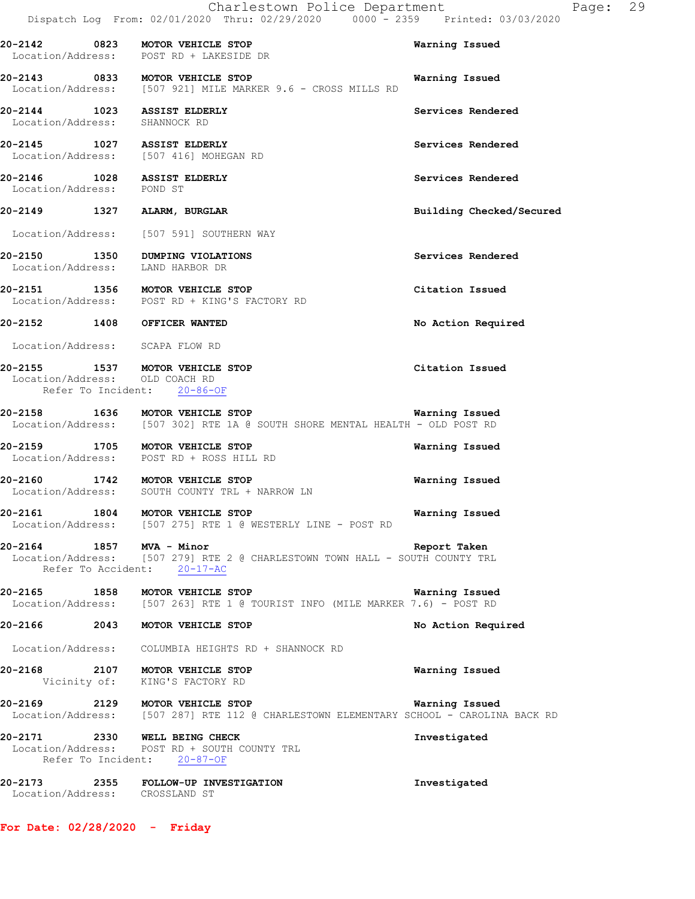**20-2142 0823 MOTOR VEHICLE STOP** — Warning Issued
Location/Address: POST RD + LAKESIDE DR

**20-2143 0833 MOTOR VEHICLE STOP** — Warning Issued
Location/Address: [507 921] MILE MARKER 9.6 - CROSS MILLS RD

**20-2144 1023 ASSIST ELDERLY** — Services Rendered
Location/Address: SHANNOCK RD

**20-2145 1027 ASSIST ELDERLY** — Services Rendered
Location/Address: [507 416] MOHEGAN RD

**20-2146 1028 ASSIST ELDERLY** — Services Rendered
Location/Address: POND ST

**20-2149 1327 ALARM, BURGLAR** — Building Checked/Secured
Location/Address: [507 591] SOUTHERN WAY

**20-2150 1350 DUMPING VIOLATIONS** — Services Rendered
Location/Address: LAND HARBOR DR

**20-2151 1356 MOTOR VEHICLE STOP** — Citation Issued
Location/Address: POST RD + KING'S FACTORY RD

**20-2152 1408 OFFICER WANTED** — No Action Required
Location/Address: SCAPA FLOW RD

**20-2155 1537 MOTOR VEHICLE STOP** — Citation Issued
Location/Address: OLD COACH RD
Refer To Incident: 20-86-OF

**20-2158 1636 MOTOR VEHICLE STOP** — Warning Issued
Location/Address: [507 302] RTE 1A @ SOUTH SHORE MENTAL HEALTH - OLD POST RD

**20-2159 1705 MOTOR VEHICLE STOP** — Warning Issued
Location/Address: POST RD + ROSS HILL RD

**20-2160 1742 MOTOR VEHICLE STOP** — Warning Issued
Location/Address: SOUTH COUNTY TRL + NARROW LN

**20-2161 1804 MOTOR VEHICLE STOP** — Warning Issued
Location/Address: [507 275] RTE 1 @ WESTERLY LINE - POST RD

**20-2164 1857 MVA - Minor** — Report Taken
Location/Address: [507 279] RTE 2 @ CHARLESTOWN TOWN HALL - SOUTH COUNTY TRL
Refer To Accident: 20-17-AC

**20-2165 1858 MOTOR VEHICLE STOP** — Warning Issued
Location/Address: [507 263] RTE 1 @ TOURIST INFO (MILE MARKER 7.6) - POST RD

**20-2166 2043 MOTOR VEHICLE STOP** — No Action Required
Location/Address: COLUMBIA HEIGHTS RD + SHANNOCK RD

**20-2168 2107 MOTOR VEHICLE STOP** — Warning Issued
Vicinity of: KING'S FACTORY RD

**20-2169 2129 MOTOR VEHICLE STOP** — Warning Issued
Location/Address: [507 287] RTE 112 @ CHARLESTOWN ELEMENTARY SCHOOL - CAROLINA BACK RD

**20-2171 2330 WELL BEING CHECK** — Investigated
Location/Address: POST RD + SOUTH COUNTY TRL
Refer To Incident: 20-87-OF

**20-2173 2355 FOLLOW-UP INVESTIGATION** — Investigated
Location/Address: CROSSLAND ST

## For Date: 02/28/2020 - Friday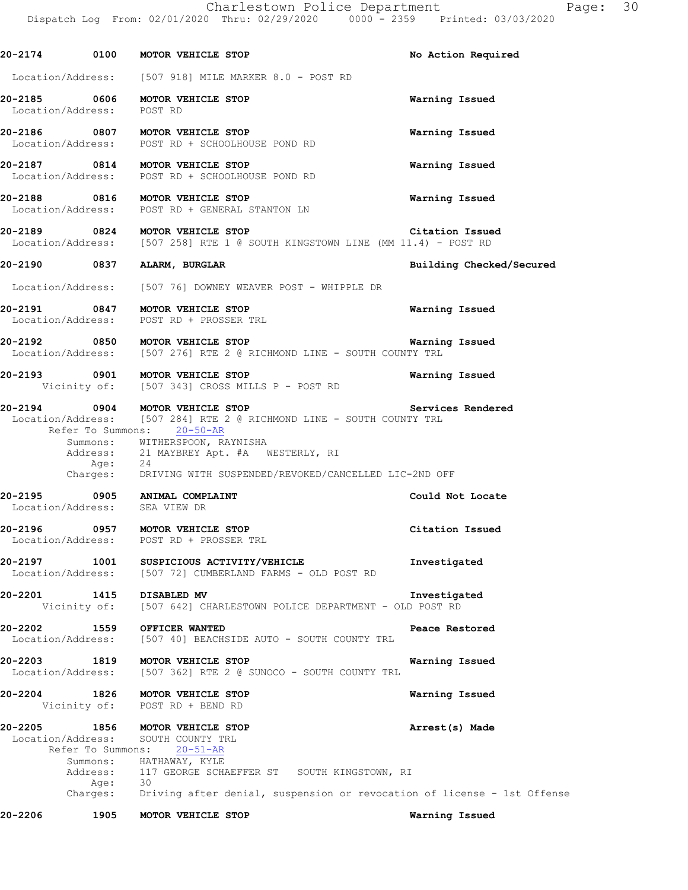**20-2174 0100 MOTOR VEHICLE STOP** — No Action Required

Location/Address: [507 918] MILE MARKER 8.0 - POST RD

**20-2185 0606 MOTOR VEHICLE STOP** — Warning Issued
Location/Address: POST RD

**20-2186 0807 MOTOR VEHICLE STOP** — Warning Issued
Location/Address: POST RD + SCHOOLHOUSE POND RD

**20-2187 0814 MOTOR VEHICLE STOP** — Warning Issued
Location/Address: POST RD + SCHOOLHOUSE POND RD

**20-2188 0816 MOTOR VEHICLE STOP** — Warning Issued
Location/Address: POST RD + GENERAL STANTON LN

**20-2189 0824 MOTOR VEHICLE STOP** — Citation Issued
Location/Address: [507 258] RTE 1 @ SOUTH KINGSTOWN LINE (MM 11.4) - POST RD

**20-2190 0837 ALARM, BURGLAR** — Building Checked/Secured

Location/Address: [507 76] DOWNEY WEAVER POST - WHIPPLE DR

**20-2191 0847 MOTOR VEHICLE STOP** — Warning Issued
Location/Address: POST RD + PROSSER TRL

**20-2192 0850 MOTOR VEHICLE STOP** — Warning Issued
Location/Address: [507 276] RTE 2 @ RICHMOND LINE - SOUTH COUNTY TRL

**20-2193 0901 MOTOR VEHICLE STOP** — Warning Issued
Vicinity of: [507 343] CROSS MILLS P - POST RD

**20-2194 0904 MOTOR VEHICLE STOP** — Services Rendered
Location/Address: [507 284] RTE 2 @ RICHMOND LINE - SOUTH COUNTY TRL
Refer To Summons: 20-50-AR
Summons: WITHERSPOON, RAYNISHA
Address: 21 MAYBREY Apt. #A WESTERLY, RI
Age: 24
Charges: DRIVING WITH SUSPENDED/REVOKED/CANCELLED LIC-2ND OFF

**20-2195 0905 ANIMAL COMPLAINT** — Could Not Locate
Location/Address: SEA VIEW DR

**20-2196 0957 MOTOR VEHICLE STOP** — Citation Issued
Location/Address: POST RD + PROSSER TRL

**20-2197 1001 SUSPICIOUS ACTIVITY/VEHICLE** — Investigated
Location/Address: [507 72] CUMBERLAND FARMS - OLD POST RD

**20-2201 1415 DISABLED MV** — Investigated
Vicinity of: [507 642] CHARLESTOWN POLICE DEPARTMENT - OLD POST RD

**20-2202 1559 OFFICER WANTED** — Peace Restored
Location/Address: [507 40] BEACHSIDE AUTO - SOUTH COUNTY TRL

**20-2203 1819 MOTOR VEHICLE STOP** — Warning Issued
Location/Address: [507 362] RTE 2 @ SUNOCO - SOUTH COUNTY TRL

**20-2204 1826 MOTOR VEHICLE STOP** — Warning Issued
Vicinity of: POST RD + BEND RD

**20-2205 1856 MOTOR VEHICLE STOP** — Arrest(s) Made
Location/Address: SOUTH COUNTY TRL
Refer To Summons: 20-51-AR
Summons: HATHAWAY, KYLE
Address: 117 GEORGE SCHAEFFER ST SOUTH KINGSTOWN, RI
Age: 30
Charges: Driving after denial, suspension or revocation of license - 1st Offense

**20-2206 1905 MOTOR VEHICLE STOP** — Warning Issued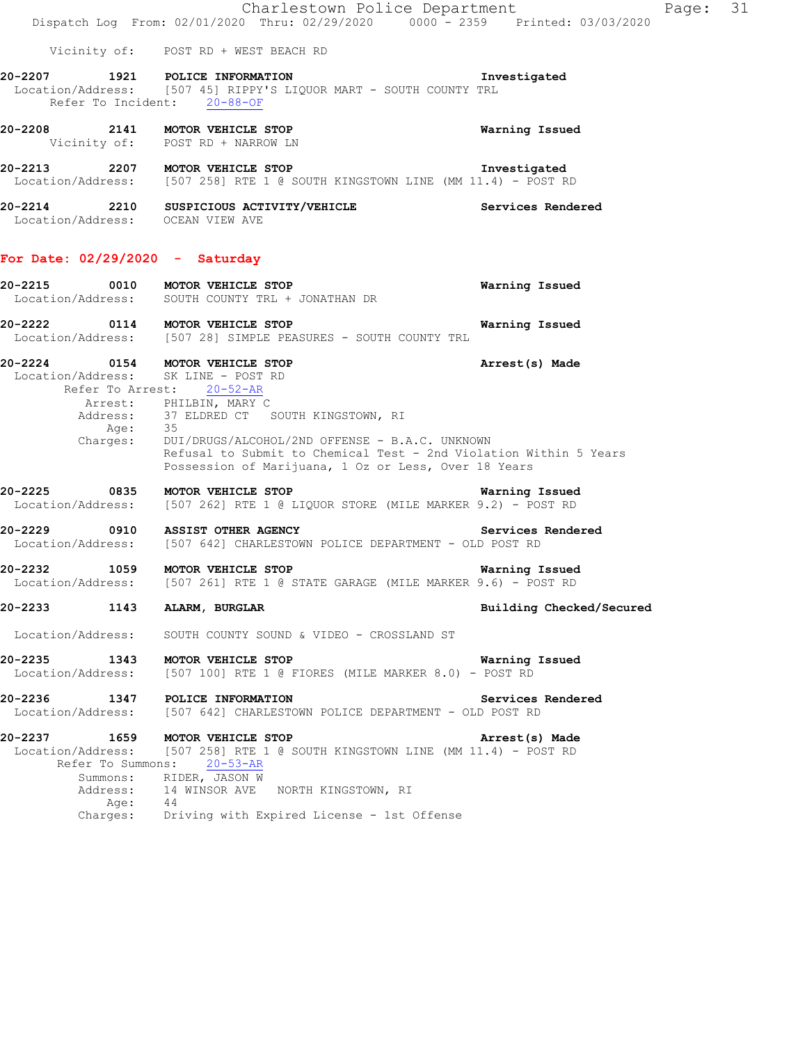Vicinity of: POST RD + WEST BEACH RD

**20-2207 1921 POLICE INFORMATION** **Investigated**
Location/Address: [507 45] RIPPY'S LIQUOR MART - SOUTH COUNTY TRL
Refer To Incident: 20-88-OF

**20-2208 2141 MOTOR VEHICLE STOP** **Warning Issued**
Vicinity of: POST RD + NARROW LN

**20-2213 2207 MOTOR VEHICLE STOP** **Investigated**
Location/Address: [507 258] RTE 1 @ SOUTH KINGSTOWN LINE (MM 11.4) - POST RD

**20-2214 2210 SUSPICIOUS ACTIVITY/VEHICLE** **Services Rendered**
Location/Address: OCEAN VIEW AVE

## For Date: 02/29/2020 - Saturday

**20-2215 0010 MOTOR VEHICLE STOP** **Warning Issued**
Location/Address: SOUTH COUNTY TRL + JONATHAN DR

**20-2222 0114 MOTOR VEHICLE STOP** **Warning Issued**
Location/Address: [507 28] SIMPLE PEASURES - SOUTH COUNTY TRL

**20-2224 0154 MOTOR VEHICLE STOP** **Arrest(s) Made**
Location/Address: SK LINE - POST RD
Refer To Arrest: 20-52-AR
Arrest: PHILBIN, MARY C
Address: 37 ELDRED CT SOUTH KINGSTOWN, RI
Age: 35
Charges: DUI/DRUGS/ALCOHOL/2ND OFFENSE - B.A.C. UNKNOWN
Refusal to Submit to Chemical Test - 2nd Violation Within 5 Years
Possession of Marijuana, 1 Oz or Less, Over 18 Years

**20-2225 0835 MOTOR VEHICLE STOP** **Warning Issued**
Location/Address: [507 262] RTE 1 @ LIQUOR STORE (MILE MARKER 9.2) - POST RD

**20-2229 0910 ASSIST OTHER AGENCY** **Services Rendered**
Location/Address: [507 642] CHARLESTOWN POLICE DEPARTMENT - OLD POST RD

**20-2232 1059 MOTOR VEHICLE STOP** **Warning Issued**
Location/Address: [507 261] RTE 1 @ STATE GARAGE (MILE MARKER 9.6) - POST RD

**20-2233 1143 ALARM, BURGLAR** **Building Checked/Secured**
Location/Address: SOUTH COUNTY SOUND & VIDEO - CROSSLAND ST

**20-2235 1343 MOTOR VEHICLE STOP** **Warning Issued**
Location/Address: [507 100] RTE 1 @ FIORES (MILE MARKER 8.0) - POST RD

**20-2236 1347 POLICE INFORMATION** **Services Rendered**
Location/Address: [507 642] CHARLESTOWN POLICE DEPARTMENT - OLD POST RD

**20-2237 1659 MOTOR VEHICLE STOP** **Arrest(s) Made**
Location/Address: [507 258] RTE 1 @ SOUTH KINGSTOWN LINE (MM 11.4) - POST RD
Refer To Summons: 20-53-AR
Summons: RIDER, JASON W
Address: 14 WINSOR AVE NORTH KINGSTOWN, RI
Age: 44
Charges: Driving with Expired License - 1st Offense